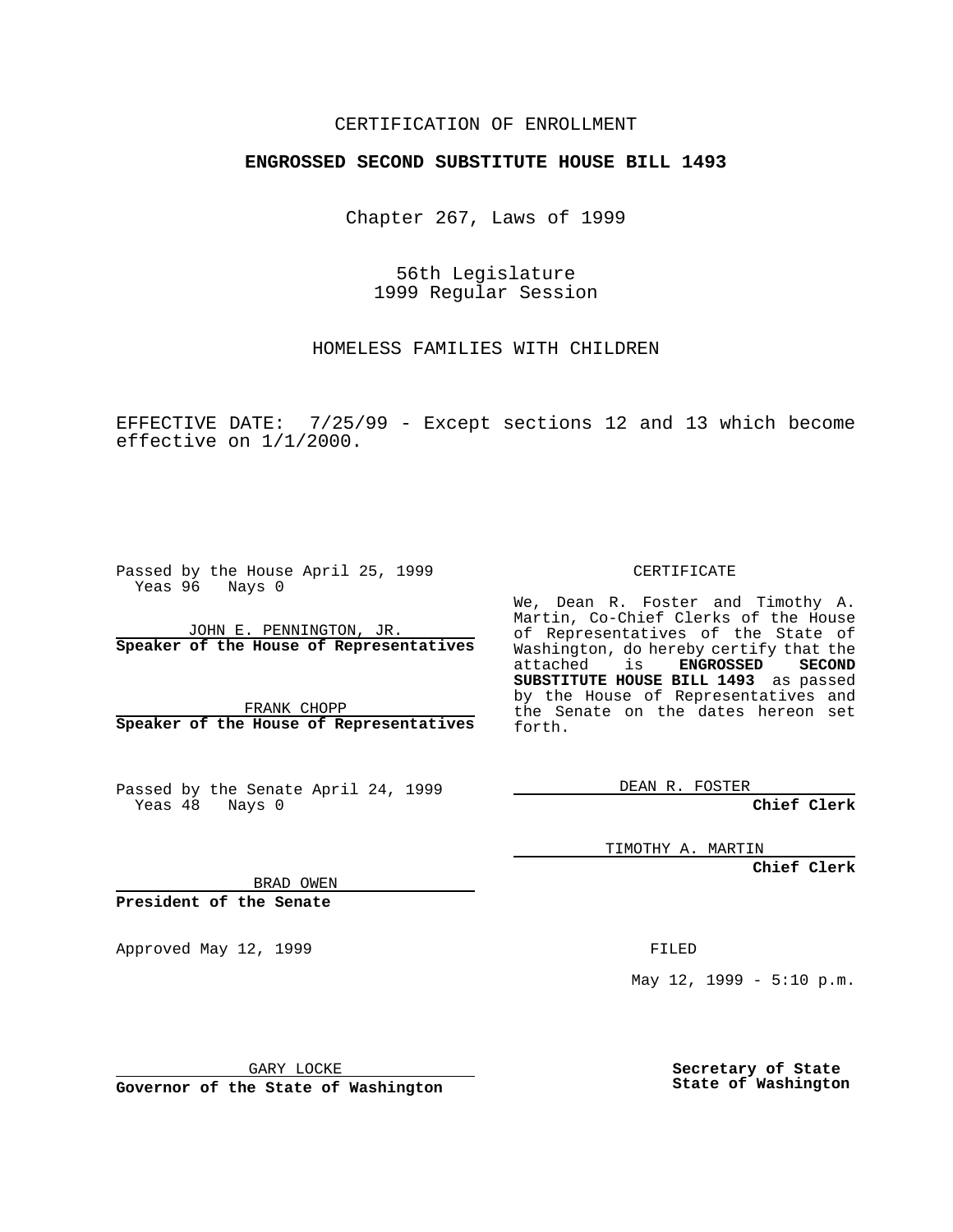CERTIFICATION OF ENROLLMENT

**ENGROSSED SECOND SUBSTITUTE HOUSE BILL 1493**

Chapter 267, Laws of 1999

56th Legislature
1999 Regular Session

HOMELESS FAMILIES WITH CHILDREN

EFFECTIVE DATE: 7/25/99 - Except sections 12 and 13 which become effective on 1/1/2000.

Passed by the House April 25, 1999
Yeas 96 Nays 0

JOHN E. PENNINGTON, JR.
**Speaker of the House of Representatives**

FRANK CHOPP
**Speaker of the House of Representatives**

Passed by the Senate April 24, 1999
Yeas 48 Nays 0

BRAD OWEN
**President of the Senate**

Approved May 12, 1999

GARY LOCKE
**Governor of the State of Washington**

CERTIFICATE

We, Dean R. Foster and Timothy A. Martin, Co-Chief Clerks of the House of Representatives of the State of Washington, do hereby certify that the attached is **ENGROSSED SECOND SUBSTITUTE HOUSE BILL 1493** as passed by the House of Representatives and the Senate on the dates hereon set forth.

DEAN R. FOSTER
**Chief Clerk**

TIMOTHY A. MARTIN
**Chief Clerk**

FILED

May 12, 1999 - 5:10 p.m.

**Secretary of State**
**State of Washington**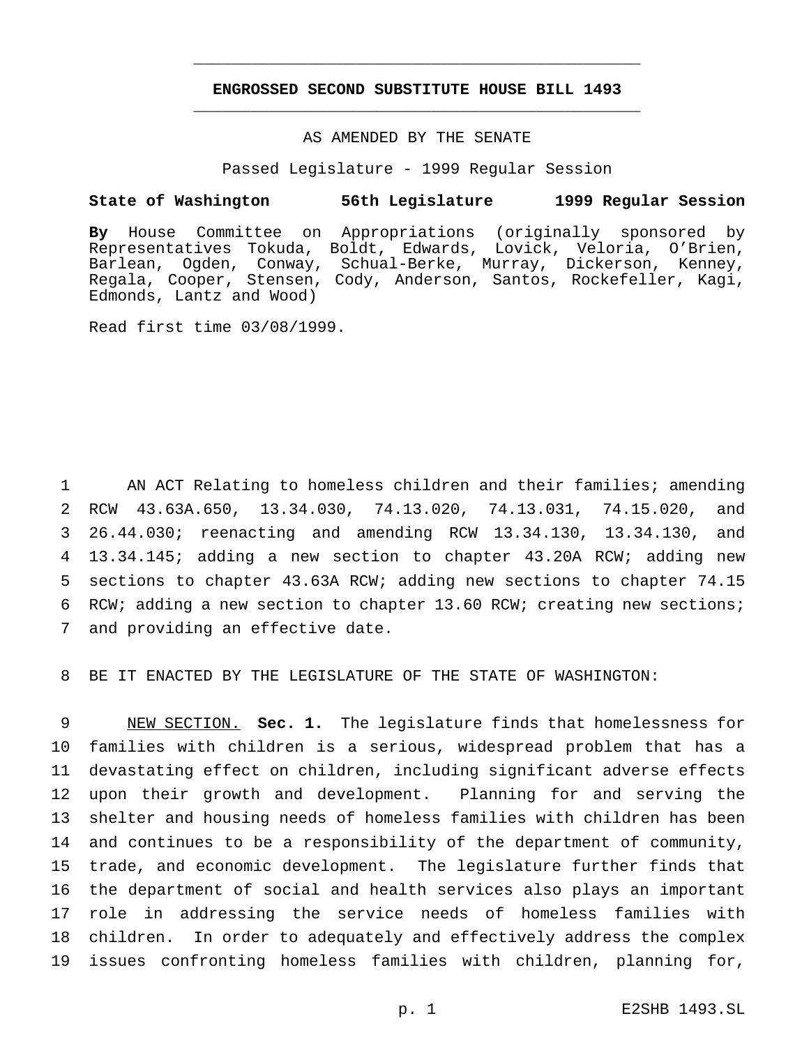# ENGROSSED SECOND SUBSTITUTE HOUSE BILL 1493

AS AMENDED BY THE SENATE

Passed Legislature - 1999 Regular Session

**State of Washington 56th Legislature 1999 Regular Session**

**By** House Committee on Appropriations (originally sponsored by Representatives Tokuda, Boldt, Edwards, Lovick, Veloria, O'Brien, Barlean, Ogden, Conway, Schual-Berke, Murray, Dickerson, Kenney, Regala, Cooper, Stensen, Cody, Anderson, Santos, Rockefeller, Kagi, Edmonds, Lantz and Wood)

Read first time 03/08/1999.

1 AN ACT Relating to homeless children and their families; amending
2 RCW 43.63A.650, 13.34.030, 74.13.020, 74.13.031, 74.15.020, and
3 26.44.030; reenacting and amending RCW 13.34.130, 13.34.130, and
4 13.34.145; adding a new section to chapter 43.20A RCW; adding new
5 sections to chapter 43.63A RCW; adding new sections to chapter 74.15
6 RCW; adding a new section to chapter 13.60 RCW; creating new sections;
7 and providing an effective date.

8 BE IT ENACTED BY THE LEGISLATURE OF THE STATE OF WASHINGTON:

9 NEW SECTION. **Sec. 1.** The legislature finds that homelessness for
10 families with children is a serious, widespread problem that has a
11 devastating effect on children, including significant adverse effects
12 upon their growth and development. Planning for and serving the
13 shelter and housing needs of homeless families with children has been
14 and continues to be a responsibility of the department of community,
15 trade, and economic development. The legislature further finds that
16 the department of social and health services also plays an important
17 role in addressing the service needs of homeless families with
18 children. In order to adequately and effectively address the complex
19 issues confronting homeless families with children, planning for,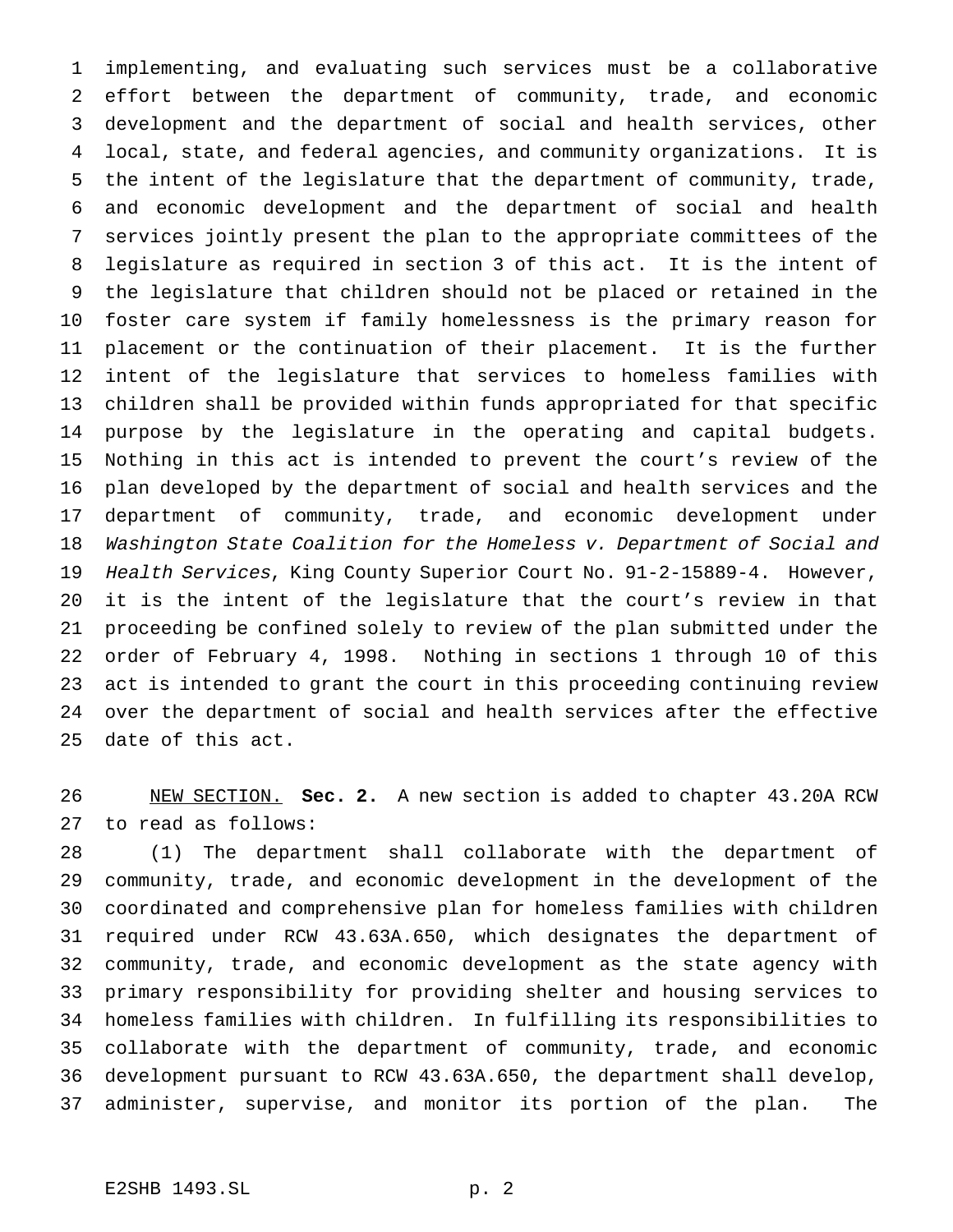implementing, and evaluating such services must be a collaborative effort between the department of community, trade, and economic development and the department of social and health services, other local, state, and federal agencies, and community organizations. It is the intent of the legislature that the department of community, trade, and economic development and the department of social and health services jointly present the plan to the appropriate committees of the legislature as required in section 3 of this act. It is the intent of the legislature that children should not be placed or retained in the foster care system if family homelessness is the primary reason for placement or the continuation of their placement. It is the further intent of the legislature that services to homeless families with children shall be provided within funds appropriated for that specific purpose by the legislature in the operating and capital budgets. Nothing in this act is intended to prevent the court's review of the plan developed by the department of social and health services and the department of community, trade, and economic development under *Washington State Coalition for the Homeless v. Department of Social and Health Services*, King County Superior Court No. 91-2-15889-4. However, it is the intent of the legislature that the court's review in that proceeding be confined solely to review of the plan submitted under the order of February 4, 1998. Nothing in sections 1 through 10 of this act is intended to grant the court in this proceeding continuing review over the department of social and health services after the effective date of this act.

NEW SECTION. **Sec. 2.** A new section is added to chapter 43.20A RCW to read as follows:

(1) The department shall collaborate with the department of community, trade, and economic development in the development of the coordinated and comprehensive plan for homeless families with children required under RCW 43.63A.650, which designates the department of community, trade, and economic development as the state agency with primary responsibility for providing shelter and housing services to homeless families with children. In fulfilling its responsibilities to collaborate with the department of community, trade, and economic development pursuant to RCW 43.63A.650, the department shall develop, administer, supervise, and monitor its portion of the plan. The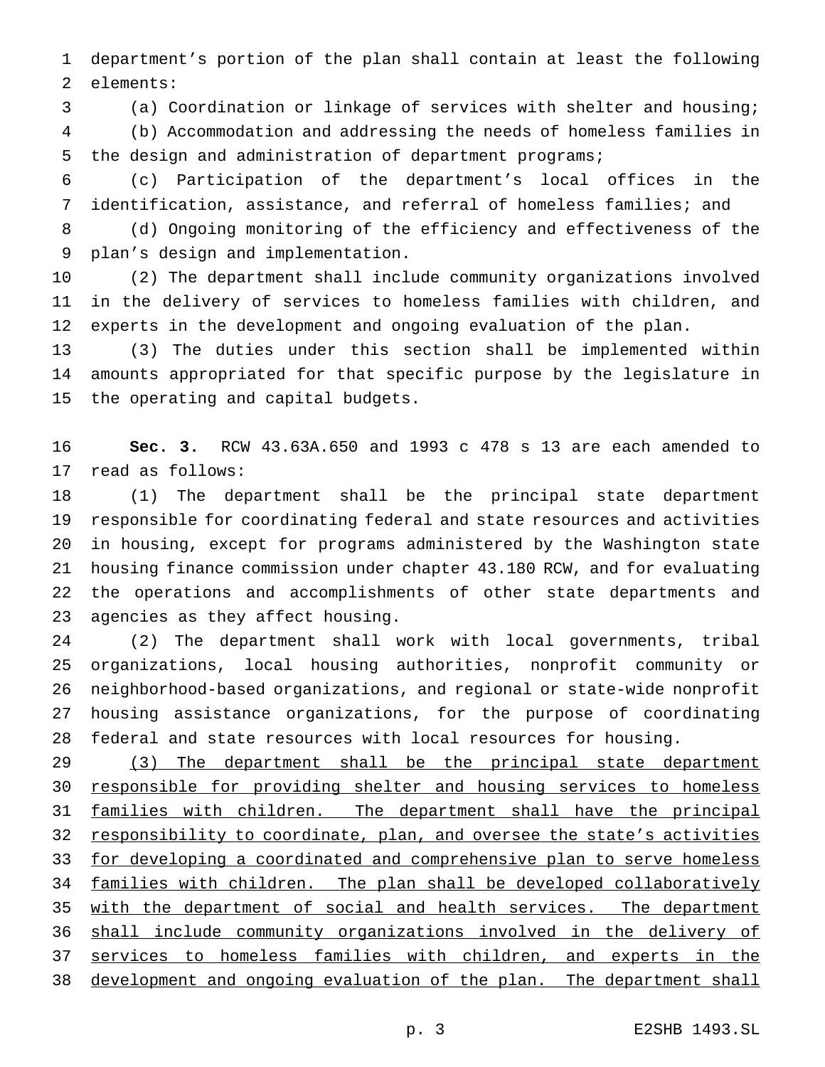department's portion of the plan shall contain at least the following elements:

(a) Coordination or linkage of services with shelter and housing;

(b) Accommodation and addressing the needs of homeless families in the design and administration of department programs;

(c) Participation of the department's local offices in the identification, assistance, and referral of homeless families; and

(d) Ongoing monitoring of the efficiency and effectiveness of the plan's design and implementation.

(2) The department shall include community organizations involved in the delivery of services to homeless families with children, and experts in the development and ongoing evaluation of the plan.

(3) The duties under this section shall be implemented within amounts appropriated for that specific purpose by the legislature in the operating and capital budgets.

**Sec. 3.** RCW 43.63A.650 and 1993 c 478 s 13 are each amended to read as follows:

(1) The department shall be the principal state department responsible for coordinating federal and state resources and activities in housing, except for programs administered by the Washington state housing finance commission under chapter 43.180 RCW, and for evaluating the operations and accomplishments of other state departments and agencies as they affect housing.

(2) The department shall work with local governments, tribal organizations, local housing authorities, nonprofit community or neighborhood-based organizations, and regional or state-wide nonprofit housing assistance organizations, for the purpose of coordinating federal and state resources with local resources for housing.

<u>(3) The department shall be the principal state department responsible for providing shelter and housing services to homeless families with children. The department shall have the principal responsibility to coordinate, plan, and oversee the state's activities for developing a coordinated and comprehensive plan to serve homeless families with children. The plan shall be developed collaboratively with the department of social and health services. The department shall include community organizations involved in the delivery of services to homeless families with children, and experts in the development and ongoing evaluation of the plan. The department shall</u>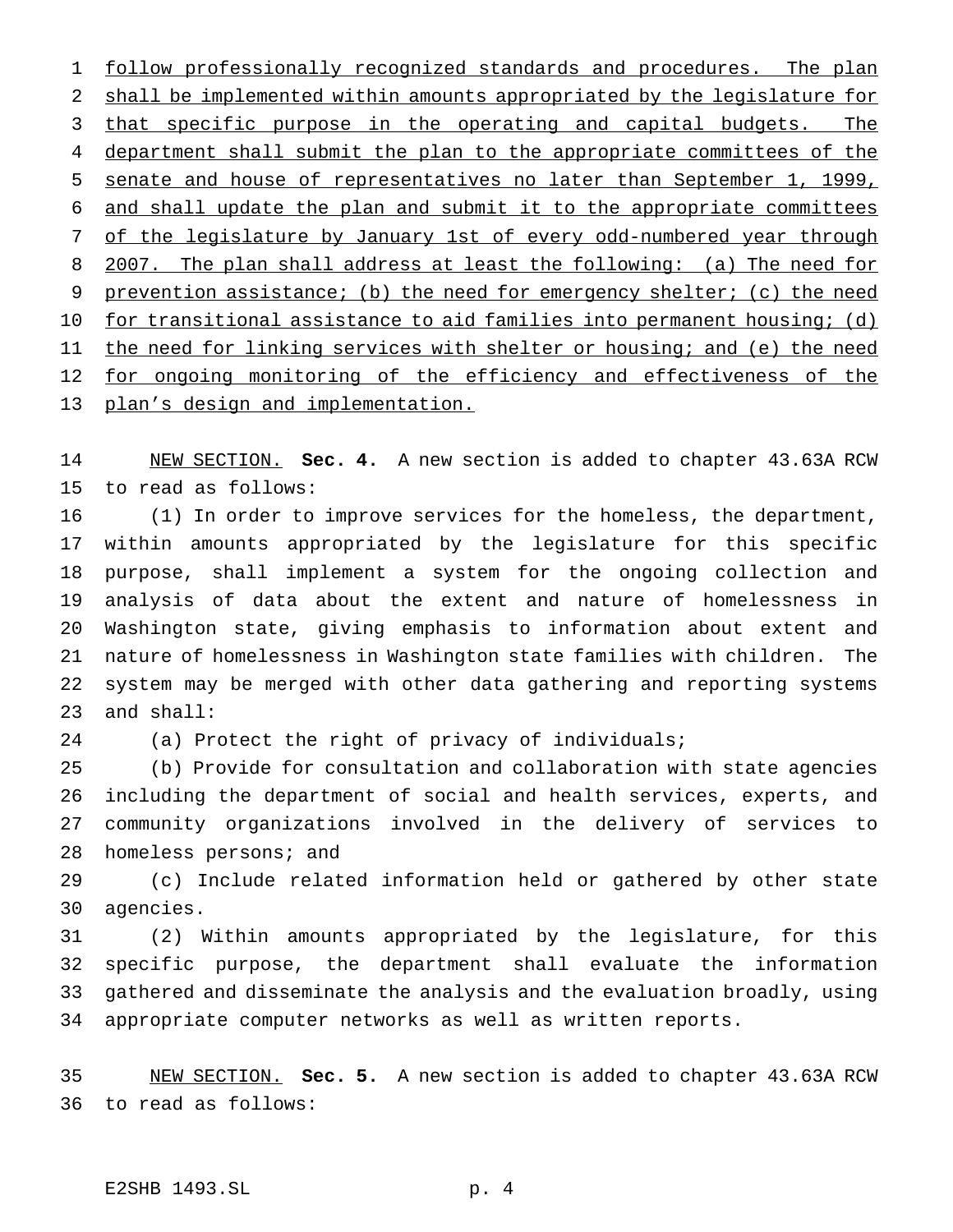follow professionally recognized standards and procedures. The plan shall be implemented within amounts appropriated by the legislature for that specific purpose in the operating and capital budgets. The department shall submit the plan to the appropriate committees of the senate and house of representatives no later than September 1, 1999, and shall update the plan and submit it to the appropriate committees of the legislature by January 1st of every odd-numbered year through 2007. The plan shall address at least the following: (a) The need for prevention assistance; (b) the need for emergency shelter; (c) the need for transitional assistance to aid families into permanent housing; (d) the need for linking services with shelter or housing; and (e) the need for ongoing monitoring of the efficiency and effectiveness of the plan's design and implementation.

NEW SECTION. **Sec. 4.** A new section is added to chapter 43.63A RCW to read as follows:

(1) In order to improve services for the homeless, the department, within amounts appropriated by the legislature for this specific purpose, shall implement a system for the ongoing collection and analysis of data about the extent and nature of homelessness in Washington state, giving emphasis to information about extent and nature of homelessness in Washington state families with children. The system may be merged with other data gathering and reporting systems and shall:

(a) Protect the right of privacy of individuals;

(b) Provide for consultation and collaboration with state agencies including the department of social and health services, experts, and community organizations involved in the delivery of services to homeless persons; and

(c) Include related information held or gathered by other state agencies.

(2) Within amounts appropriated by the legislature, for this specific purpose, the department shall evaluate the information gathered and disseminate the analysis and the evaluation broadly, using appropriate computer networks as well as written reports.

NEW SECTION. **Sec. 5.** A new section is added to chapter 43.63A RCW to read as follows: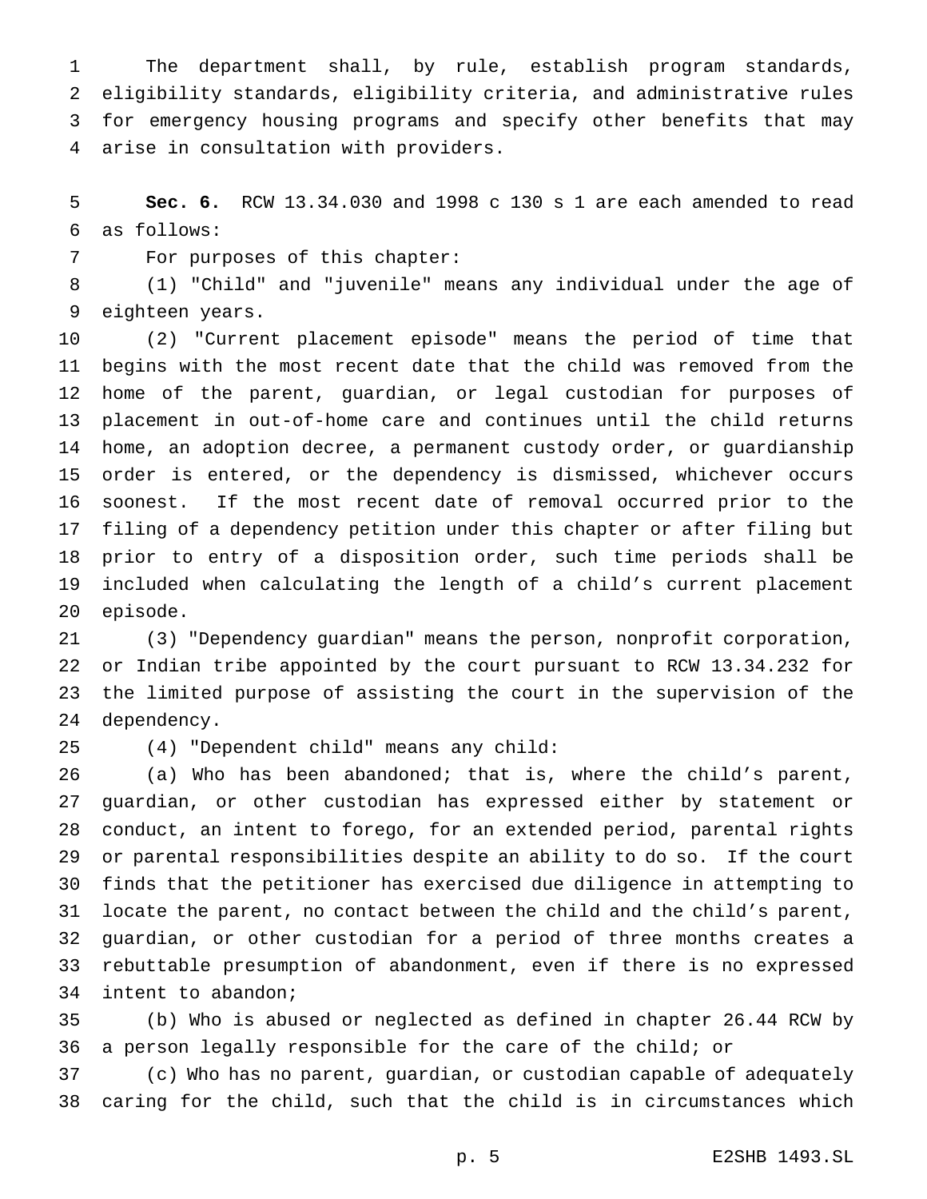The department shall, by rule, establish program standards, eligibility standards, eligibility criteria, and administrative rules for emergency housing programs and specify other benefits that may arise in consultation with providers.

**Sec. 6.** RCW 13.34.030 and 1998 c 130 s 1 are each amended to read as follows:

For purposes of this chapter:

(1) "Child" and "juvenile" means any individual under the age of eighteen years.

(2) "Current placement episode" means the period of time that begins with the most recent date that the child was removed from the home of the parent, guardian, or legal custodian for purposes of placement in out-of-home care and continues until the child returns home, an adoption decree, a permanent custody order, or guardianship order is entered, or the dependency is dismissed, whichever occurs soonest. If the most recent date of removal occurred prior to the filing of a dependency petition under this chapter or after filing but prior to entry of a disposition order, such time periods shall be included when calculating the length of a child's current placement episode.

(3) "Dependency guardian" means the person, nonprofit corporation, or Indian tribe appointed by the court pursuant to RCW 13.34.232 for the limited purpose of assisting the court in the supervision of the dependency.

(4) "Dependent child" means any child:

(a) Who has been abandoned; that is, where the child's parent, guardian, or other custodian has expressed either by statement or conduct, an intent to forego, for an extended period, parental rights or parental responsibilities despite an ability to do so. If the court finds that the petitioner has exercised due diligence in attempting to locate the parent, no contact between the child and the child's parent, guardian, or other custodian for a period of three months creates a rebuttable presumption of abandonment, even if there is no expressed intent to abandon;

(b) Who is abused or neglected as defined in chapter 26.44 RCW by a person legally responsible for the care of the child; or

(c) Who has no parent, guardian, or custodian capable of adequately caring for the child, such that the child is in circumstances which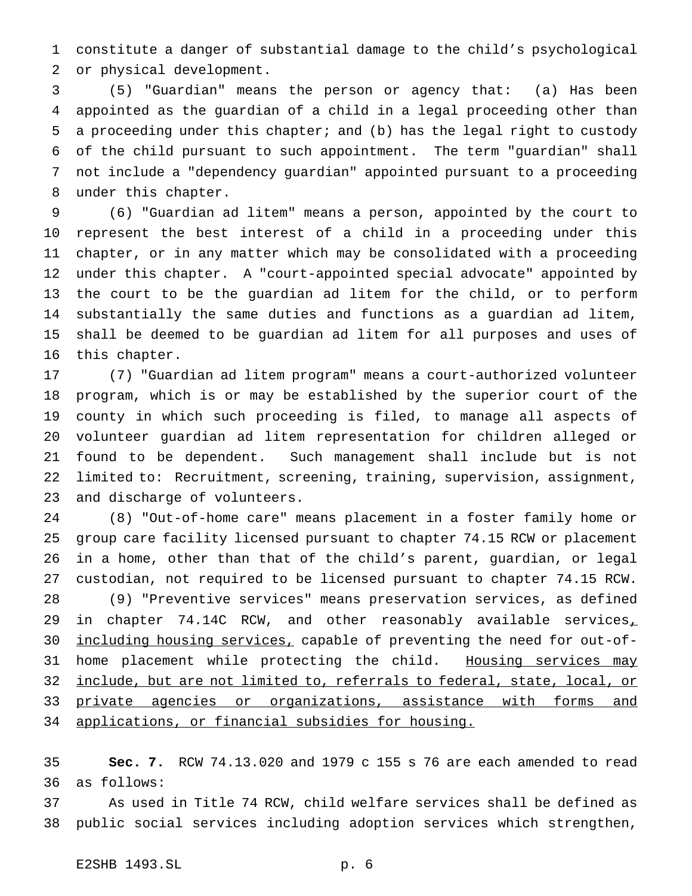constitute a danger of substantial damage to the child's psychological or physical development.

(5) "Guardian" means the person or agency that: (a) Has been appointed as the guardian of a child in a legal proceeding other than a proceeding under this chapter; and (b) has the legal right to custody of the child pursuant to such appointment. The term "guardian" shall not include a "dependency guardian" appointed pursuant to a proceeding under this chapter.

(6) "Guardian ad litem" means a person, appointed by the court to represent the best interest of a child in a proceeding under this chapter, or in any matter which may be consolidated with a proceeding under this chapter. A "court-appointed special advocate" appointed by the court to be the guardian ad litem for the child, or to perform substantially the same duties and functions as a guardian ad litem, shall be deemed to be guardian ad litem for all purposes and uses of this chapter.

(7) "Guardian ad litem program" means a court-authorized volunteer program, which is or may be established by the superior court of the county in which such proceeding is filed, to manage all aspects of volunteer guardian ad litem representation for children alleged or found to be dependent. Such management shall include but is not limited to: Recruitment, screening, training, supervision, assignment, and discharge of volunteers.

(8) "Out-of-home care" means placement in a foster family home or group care facility licensed pursuant to chapter 74.15 RCW or placement in a home, other than that of the child's parent, guardian, or legal custodian, not required to be licensed pursuant to chapter 74.15 RCW.

(9) "Preventive services" means preservation services, as defined in chapter 74.14C RCW, and other reasonably available services, including housing services, capable of preventing the need for out-of-home placement while protecting the child. Housing services may include, but are not limited to, referrals to federal, state, local, or private agencies or organizations, assistance with forms and applications, or financial subsidies for housing.

**Sec. 7.** RCW 74.13.020 and 1979 c 155 s 76 are each amended to read as follows:

As used in Title 74 RCW, child welfare services shall be defined as public social services including adoption services which strengthen,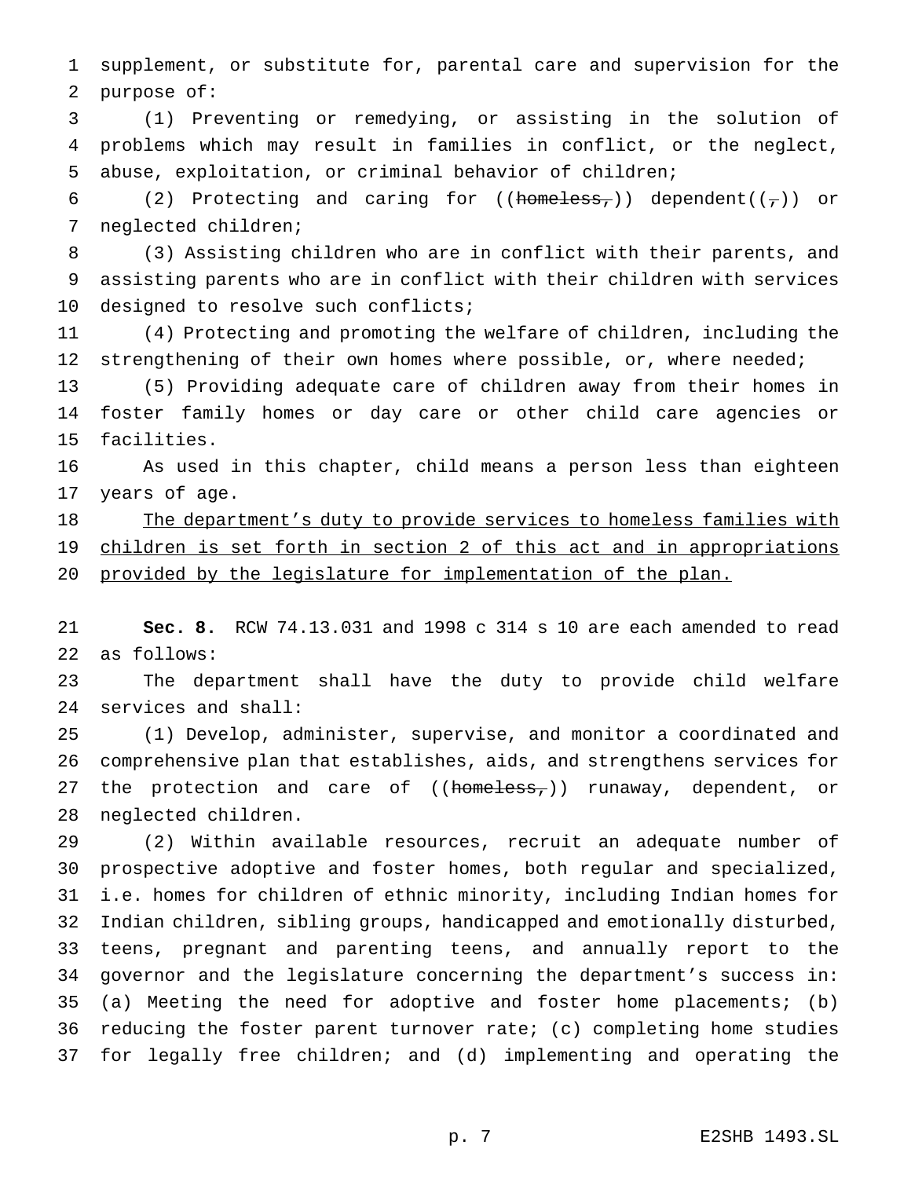supplement, or substitute for, parental care and supervision for the purpose of:

(1) Preventing or remedying, or assisting in the solution of problems which may result in families in conflict, or the neglect, abuse, exploitation, or criminal behavior of children;

(2) Protecting and caring for ((~~homeless,~~)) dependent((~~,~~)) or neglected children;

(3) Assisting children who are in conflict with their parents, and assisting parents who are in conflict with their children with services designed to resolve such conflicts;

(4) Protecting and promoting the welfare of children, including the strengthening of their own homes where possible, or, where needed;

(5) Providing adequate care of children away from their homes in foster family homes or day care or other child care agencies or facilities.

As used in this chapter, child means a person less than eighteen years of age.

<u>The department's duty to provide services to homeless families with children is set forth in section 2 of this act and in appropriations provided by the legislature for implementation of the plan.</u>

**Sec. 8.** RCW 74.13.031 and 1998 c 314 s 10 are each amended to read as follows:

The department shall have the duty to provide child welfare services and shall:

(1) Develop, administer, supervise, and monitor a coordinated and comprehensive plan that establishes, aids, and strengthens services for the protection and care of ((~~homeless,~~)) runaway, dependent, or neglected children.

(2) Within available resources, recruit an adequate number of prospective adoptive and foster homes, both regular and specialized, i.e. homes for children of ethnic minority, including Indian homes for Indian children, sibling groups, handicapped and emotionally disturbed, teens, pregnant and parenting teens, and annually report to the governor and the legislature concerning the department's success in: (a) Meeting the need for adoptive and foster home placements; (b) reducing the foster parent turnover rate; (c) completing home studies for legally free children; and (d) implementing and operating the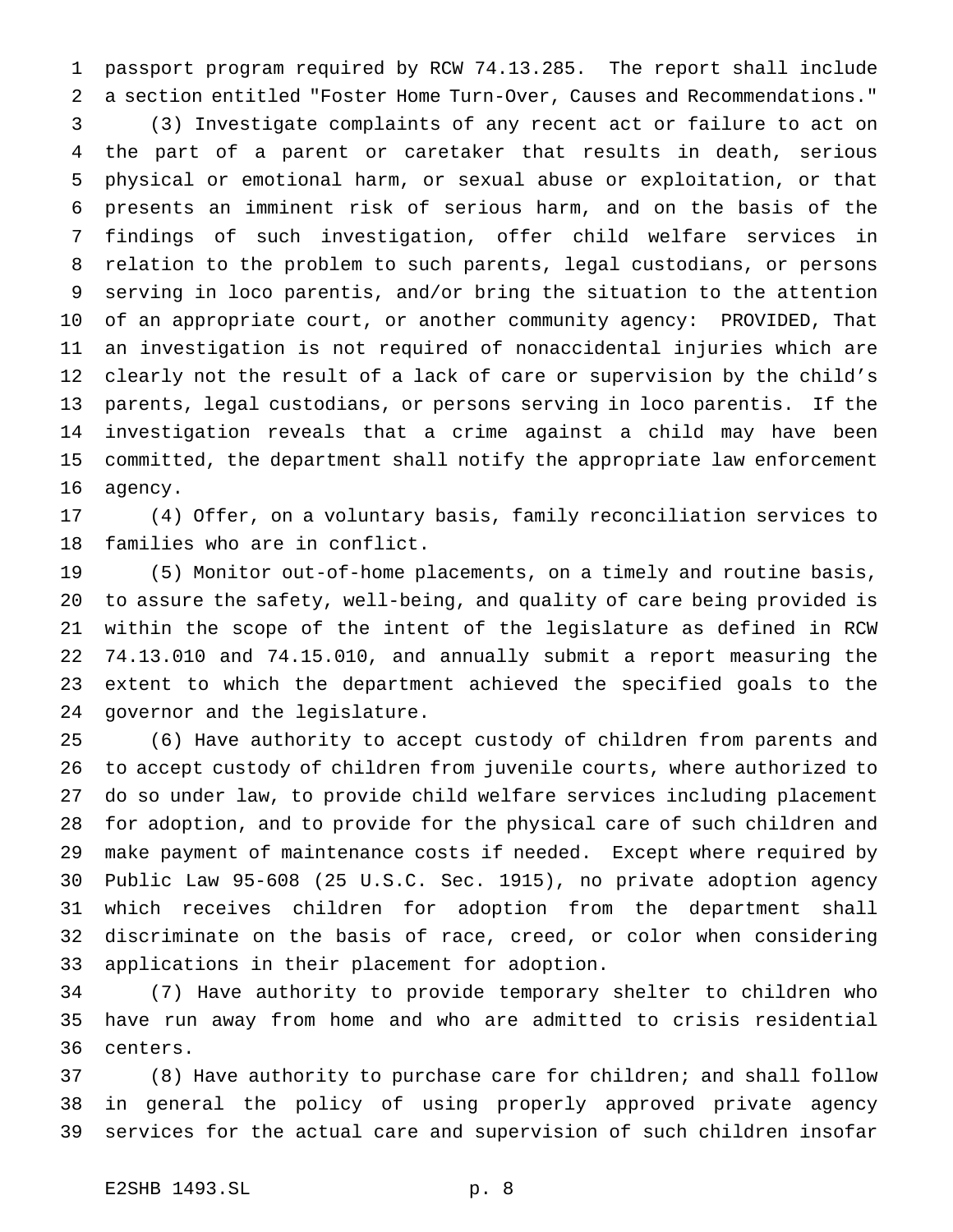passport program required by RCW 74.13.285. The report shall include a section entitled "Foster Home Turn-Over, Causes and Recommendations."

(3) Investigate complaints of any recent act or failure to act on the part of a parent or caretaker that results in death, serious physical or emotional harm, or sexual abuse or exploitation, or that presents an imminent risk of serious harm, and on the basis of the findings of such investigation, offer child welfare services in relation to the problem to such parents, legal custodians, or persons serving in loco parentis, and/or bring the situation to the attention of an appropriate court, or another community agency: PROVIDED, That an investigation is not required of nonaccidental injuries which are clearly not the result of a lack of care or supervision by the child's parents, legal custodians, or persons serving in loco parentis. If the investigation reveals that a crime against a child may have been committed, the department shall notify the appropriate law enforcement agency.

(4) Offer, on a voluntary basis, family reconciliation services to families who are in conflict.

(5) Monitor out-of-home placements, on a timely and routine basis, to assure the safety, well-being, and quality of care being provided is within the scope of the intent of the legislature as defined in RCW 74.13.010 and 74.15.010, and annually submit a report measuring the extent to which the department achieved the specified goals to the governor and the legislature.

(6) Have authority to accept custody of children from parents and to accept custody of children from juvenile courts, where authorized to do so under law, to provide child welfare services including placement for adoption, and to provide for the physical care of such children and make payment of maintenance costs if needed. Except where required by Public Law 95-608 (25 U.S.C. Sec. 1915), no private adoption agency which receives children for adoption from the department shall discriminate on the basis of race, creed, or color when considering applications in their placement for adoption.

(7) Have authority to provide temporary shelter to children who have run away from home and who are admitted to crisis residential centers.

(8) Have authority to purchase care for children; and shall follow in general the policy of using properly approved private agency services for the actual care and supervision of such children insofar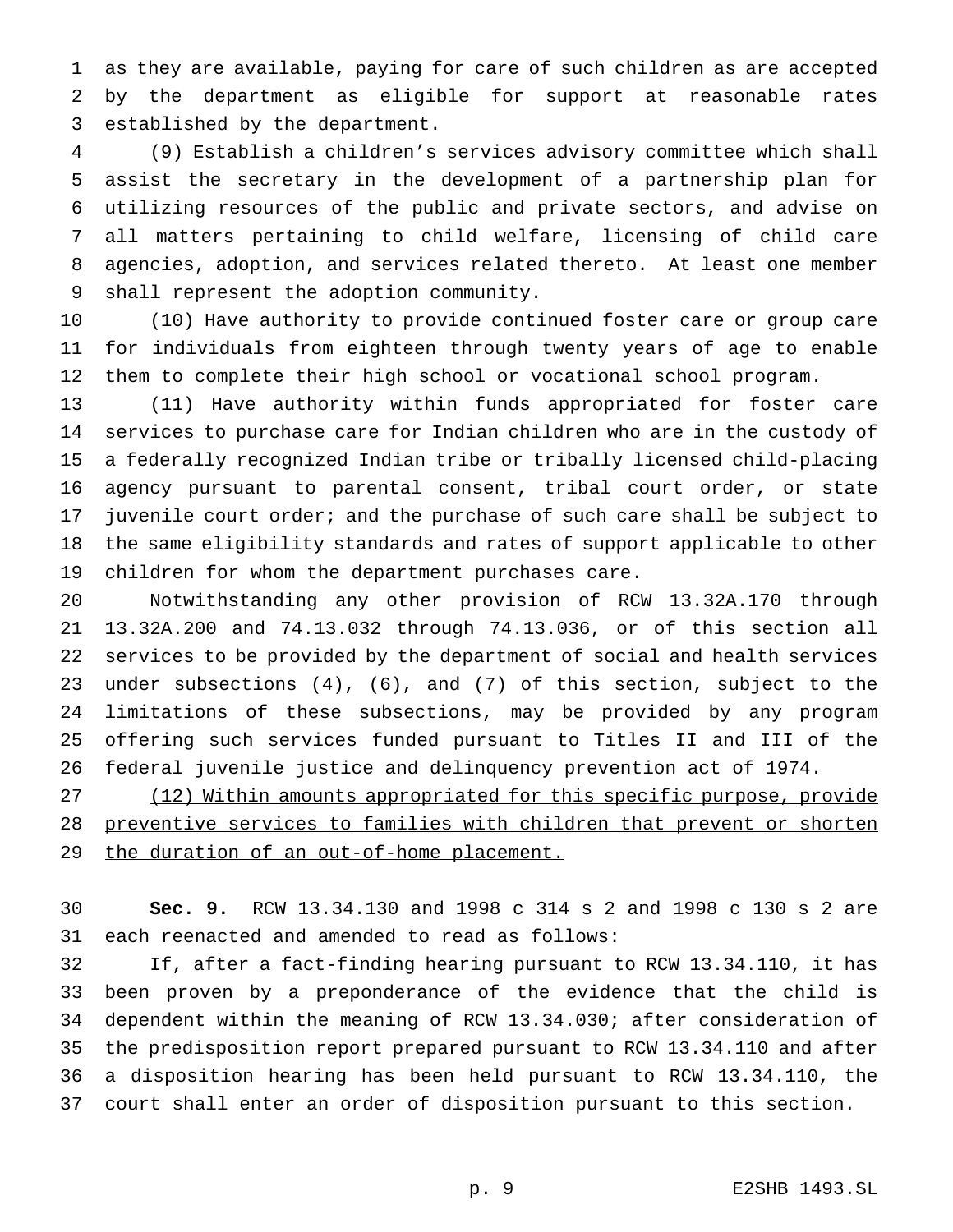as they are available, paying for care of such children as are accepted by the department as eligible for support at reasonable rates established by the department.

(9) Establish a children's services advisory committee which shall assist the secretary in the development of a partnership plan for utilizing resources of the public and private sectors, and advise on all matters pertaining to child welfare, licensing of child care agencies, adoption, and services related thereto. At least one member shall represent the adoption community.

(10) Have authority to provide continued foster care or group care for individuals from eighteen through twenty years of age to enable them to complete their high school or vocational school program.

(11) Have authority within funds appropriated for foster care services to purchase care for Indian children who are in the custody of a federally recognized Indian tribe or tribally licensed child-placing agency pursuant to parental consent, tribal court order, or state juvenile court order; and the purchase of such care shall be subject to the same eligibility standards and rates of support applicable to other children for whom the department purchases care.

Notwithstanding any other provision of RCW 13.32A.170 through 13.32A.200 and 74.13.032 through 74.13.036, or of this section all services to be provided by the department of social and health services under subsections (4), (6), and (7) of this section, subject to the limitations of these subsections, may be provided by any program offering such services funded pursuant to Titles II and III of the federal juvenile justice and delinquency prevention act of 1974.

<u>(12) Within amounts appropriated for this specific purpose, provide preventive services to families with children that prevent or shorten the duration of an out-of-home placement.</u>

**Sec. 9.** RCW 13.34.130 and 1998 c 314 s 2 and 1998 c 130 s 2 are each reenacted and amended to read as follows:

If, after a fact-finding hearing pursuant to RCW 13.34.110, it has been proven by a preponderance of the evidence that the child is dependent within the meaning of RCW 13.34.030; after consideration of the predisposition report prepared pursuant to RCW 13.34.110 and after a disposition hearing has been held pursuant to RCW 13.34.110, the court shall enter an order of disposition pursuant to this section.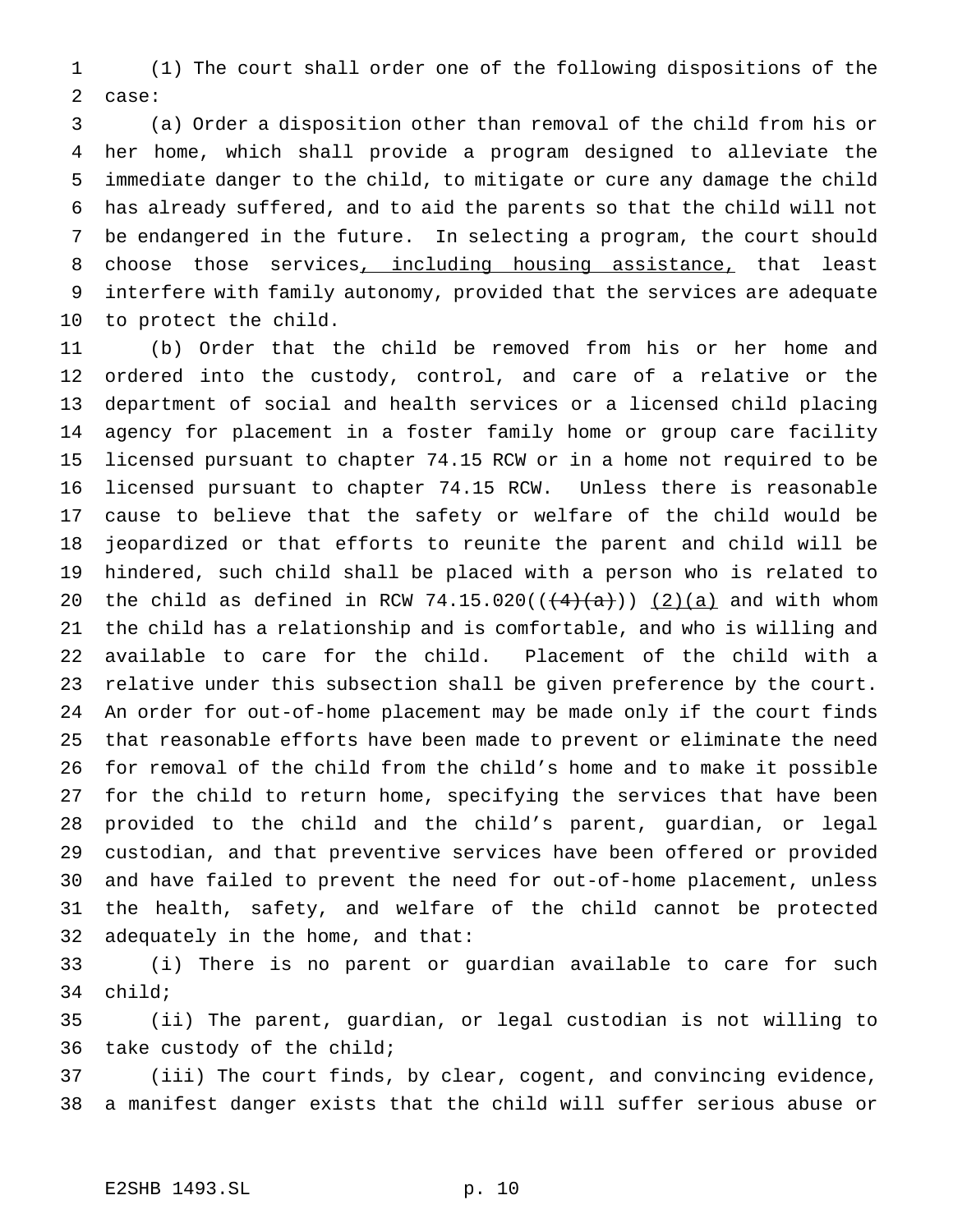(1) The court shall order one of the following dispositions of the case:

(a) Order a disposition other than removal of the child from his or her home, which shall provide a program designed to alleviate the immediate danger to the child, to mitigate or cure any damage the child has already suffered, and to aid the parents so that the child will not be endangered in the future. In selecting a program, the court should choose those services, including housing assistance, that least interfere with family autonomy, provided that the services are adequate to protect the child.

(b) Order that the child be removed from his or her home and ordered into the custody, control, and care of a relative or the department of social and health services or a licensed child placing agency for placement in a foster family home or group care facility licensed pursuant to chapter 74.15 RCW or in a home not required to be licensed pursuant to chapter 74.15 RCW. Unless there is reasonable cause to believe that the safety or welfare of the child would be jeopardized or that efforts to reunite the parent and child will be hindered, such child shall be placed with a person who is related to the child as defined in RCW 74.15.020(((4)(a))) (2)(a) and with whom the child has a relationship and is comfortable, and who is willing and available to care for the child. Placement of the child with a relative under this subsection shall be given preference by the court. An order for out-of-home placement may be made only if the court finds that reasonable efforts have been made to prevent or eliminate the need for removal of the child from the child's home and to make it possible for the child to return home, specifying the services that have been provided to the child and the child's parent, guardian, or legal custodian, and that preventive services have been offered or provided and have failed to prevent the need for out-of-home placement, unless the health, safety, and welfare of the child cannot be protected adequately in the home, and that:

(i) There is no parent or guardian available to care for such child;

(ii) The parent, guardian, or legal custodian is not willing to take custody of the child;

(iii) The court finds, by clear, cogent, and convincing evidence, a manifest danger exists that the child will suffer serious abuse or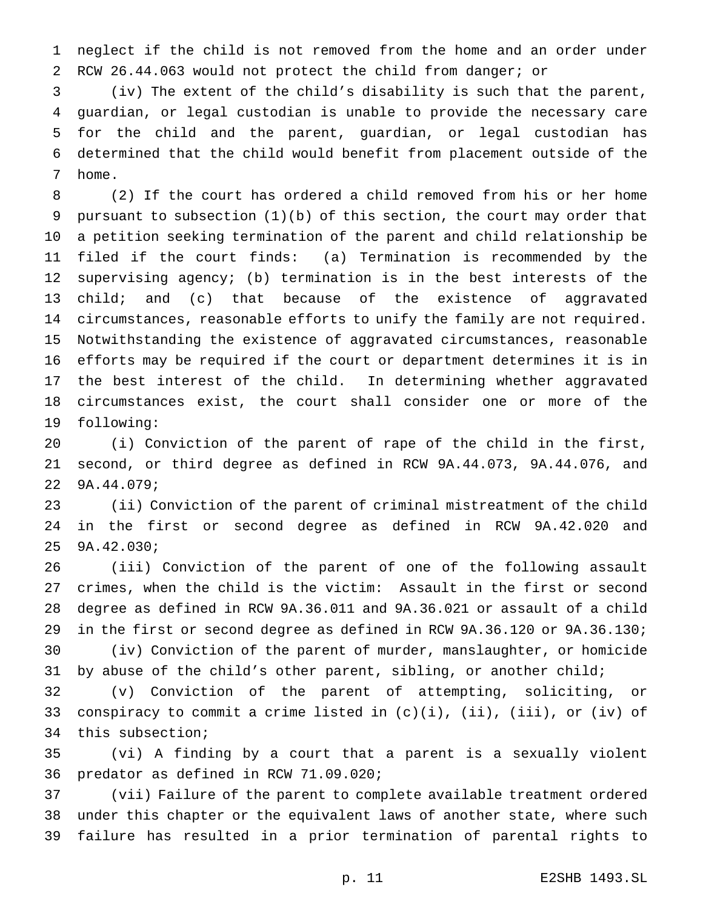neglect if the child is not removed from the home and an order under RCW 26.44.063 would not protect the child from danger; or

(iv) The extent of the child's disability is such that the parent, guardian, or legal custodian is unable to provide the necessary care for the child and the parent, guardian, or legal custodian has determined that the child would benefit from placement outside of the home.

(2) If the court has ordered a child removed from his or her home pursuant to subsection (1)(b) of this section, the court may order that a petition seeking termination of the parent and child relationship be filed if the court finds: (a) Termination is recommended by the supervising agency; (b) termination is in the best interests of the child; and (c) that because of the existence of aggravated circumstances, reasonable efforts to unify the family are not required. Notwithstanding the existence of aggravated circumstances, reasonable efforts may be required if the court or department determines it is in the best interest of the child. In determining whether aggravated circumstances exist, the court shall consider one or more of the following:

(i) Conviction of the parent of rape of the child in the first, second, or third degree as defined in RCW 9A.44.073, 9A.44.076, and 9A.44.079;

(ii) Conviction of the parent of criminal mistreatment of the child in the first or second degree as defined in RCW 9A.42.020 and 9A.42.030;

(iii) Conviction of the parent of one of the following assault crimes, when the child is the victim: Assault in the first or second degree as defined in RCW 9A.36.011 and 9A.36.021 or assault of a child in the first or second degree as defined in RCW 9A.36.120 or 9A.36.130;

(iv) Conviction of the parent of murder, manslaughter, or homicide by abuse of the child's other parent, sibling, or another child;

(v) Conviction of the parent of attempting, soliciting, or conspiracy to commit a crime listed in (c)(i), (ii), (iii), or (iv) of this subsection;

(vi) A finding by a court that a parent is a sexually violent predator as defined in RCW 71.09.020;

(vii) Failure of the parent to complete available treatment ordered under this chapter or the equivalent laws of another state, where such failure has resulted in a prior termination of parental rights to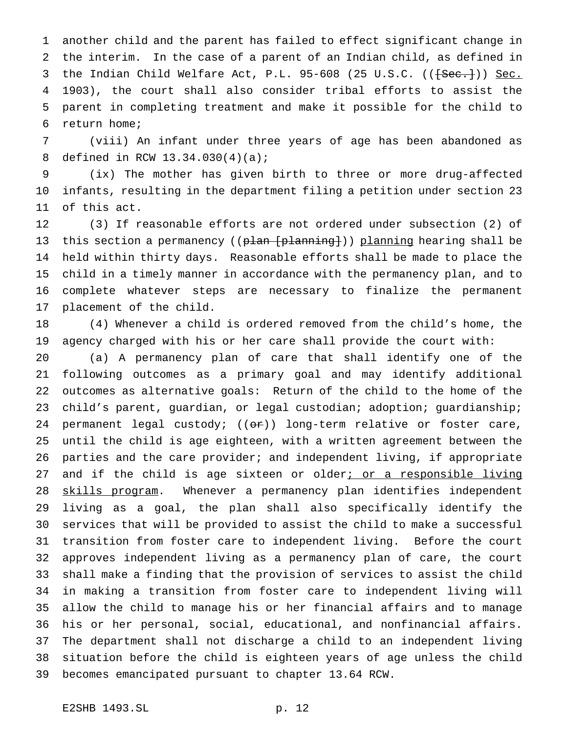another child and the parent has failed to effect significant change in the interim. In the case of a parent of an Indian child, as defined in the Indian Child Welfare Act, P.L. 95-608 (25 U.S.C. (([Sec.])) Sec. 1903), the court shall also consider tribal efforts to assist the parent in completing treatment and make it possible for the child to return home;

(viii) An infant under three years of age has been abandoned as defined in RCW 13.34.030(4)(a);

(ix) The mother has given birth to three or more drug-affected infants, resulting in the department filing a petition under section 23 of this act.

(3) If reasonable efforts are not ordered under subsection (2) of this section a permanency ((plan [planning])) planning hearing shall be held within thirty days. Reasonable efforts shall be made to place the child in a timely manner in accordance with the permanency plan, and to complete whatever steps are necessary to finalize the permanent placement of the child.

(4) Whenever a child is ordered removed from the child's home, the agency charged with his or her care shall provide the court with:

(a) A permanency plan of care that shall identify one of the following outcomes as a primary goal and may identify additional outcomes as alternative goals: Return of the child to the home of the child's parent, guardian, or legal custodian; adoption; guardianship; permanent legal custody; ((or)) long-term relative or foster care, until the child is age eighteen, with a written agreement between the parties and the care provider; and independent living, if appropriate and if the child is age sixteen or older; or a responsible living skills program. Whenever a permanency plan identifies independent living as a goal, the plan shall also specifically identify the services that will be provided to assist the child to make a successful transition from foster care to independent living. Before the court approves independent living as a permanency plan of care, the court shall make a finding that the provision of services to assist the child in making a transition from foster care to independent living will allow the child to manage his or her financial affairs and to manage his or her personal, social, educational, and nonfinancial affairs. The department shall not discharge a child to an independent living situation before the child is eighteen years of age unless the child becomes emancipated pursuant to chapter 13.64 RCW.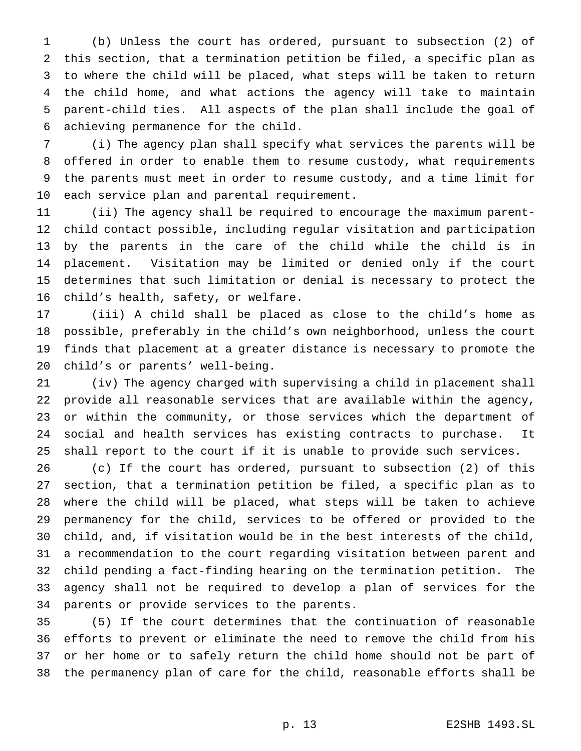(b) Unless the court has ordered, pursuant to subsection (2) of this section, that a termination petition be filed, a specific plan as to where the child will be placed, what steps will be taken to return the child home, and what actions the agency will take to maintain parent-child ties. All aspects of the plan shall include the goal of achieving permanence for the child.

(i) The agency plan shall specify what services the parents will be offered in order to enable them to resume custody, what requirements the parents must meet in order to resume custody, and a time limit for each service plan and parental requirement.

(ii) The agency shall be required to encourage the maximum parent-child contact possible, including regular visitation and participation by the parents in the care of the child while the child is in placement. Visitation may be limited or denied only if the court determines that such limitation or denial is necessary to protect the child's health, safety, or welfare.

(iii) A child shall be placed as close to the child's home as possible, preferably in the child's own neighborhood, unless the court finds that placement at a greater distance is necessary to promote the child's or parents' well-being.

(iv) The agency charged with supervising a child in placement shall provide all reasonable services that are available within the agency, or within the community, or those services which the department of social and health services has existing contracts to purchase. It shall report to the court if it is unable to provide such services.

(c) If the court has ordered, pursuant to subsection (2) of this section, that a termination petition be filed, a specific plan as to where the child will be placed, what steps will be taken to achieve permanency for the child, services to be offered or provided to the child, and, if visitation would be in the best interests of the child, a recommendation to the court regarding visitation between parent and child pending a fact-finding hearing on the termination petition. The agency shall not be required to develop a plan of services for the parents or provide services to the parents.

(5) If the court determines that the continuation of reasonable efforts to prevent or eliminate the need to remove the child from his or her home or to safely return the child home should not be part of the permanency plan of care for the child, reasonable efforts shall be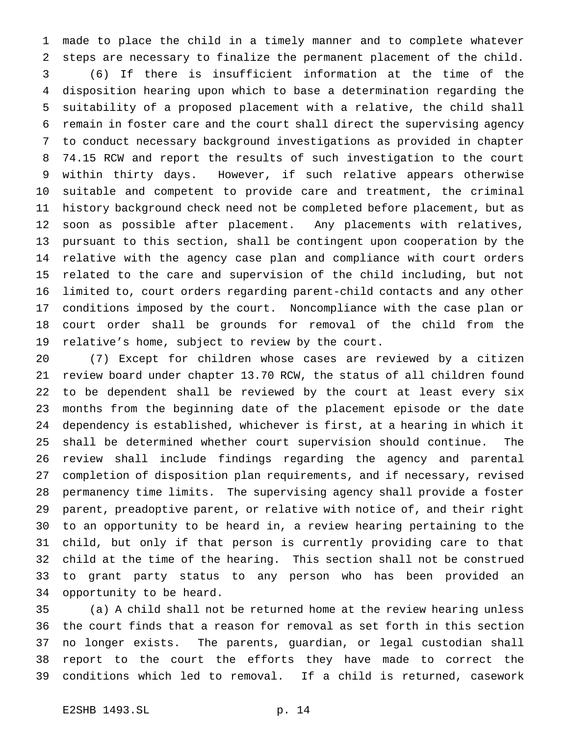made to place the child in a timely manner and to complete whatever steps are necessary to finalize the permanent placement of the child.

(6) If there is insufficient information at the time of the disposition hearing upon which to base a determination regarding the suitability of a proposed placement with a relative, the child shall remain in foster care and the court shall direct the supervising agency to conduct necessary background investigations as provided in chapter 74.15 RCW and report the results of such investigation to the court within thirty days. However, if such relative appears otherwise suitable and competent to provide care and treatment, the criminal history background check need not be completed before placement, but as soon as possible after placement. Any placements with relatives, pursuant to this section, shall be contingent upon cooperation by the relative with the agency case plan and compliance with court orders related to the care and supervision of the child including, but not limited to, court orders regarding parent-child contacts and any other conditions imposed by the court. Noncompliance with the case plan or court order shall be grounds for removal of the child from the relative's home, subject to review by the court.

(7) Except for children whose cases are reviewed by a citizen review board under chapter 13.70 RCW, the status of all children found to be dependent shall be reviewed by the court at least every six months from the beginning date of the placement episode or the date dependency is established, whichever is first, at a hearing in which it shall be determined whether court supervision should continue. The review shall include findings regarding the agency and parental completion of disposition plan requirements, and if necessary, revised permanency time limits. The supervising agency shall provide a foster parent, preadoptive parent, or relative with notice of, and their right to an opportunity to be heard in, a review hearing pertaining to the child, but only if that person is currently providing care to that child at the time of the hearing. This section shall not be construed to grant party status to any person who has been provided an opportunity to be heard.

(a) A child shall not be returned home at the review hearing unless the court finds that a reason for removal as set forth in this section no longer exists. The parents, guardian, or legal custodian shall report to the court the efforts they have made to correct the conditions which led to removal. If a child is returned, casework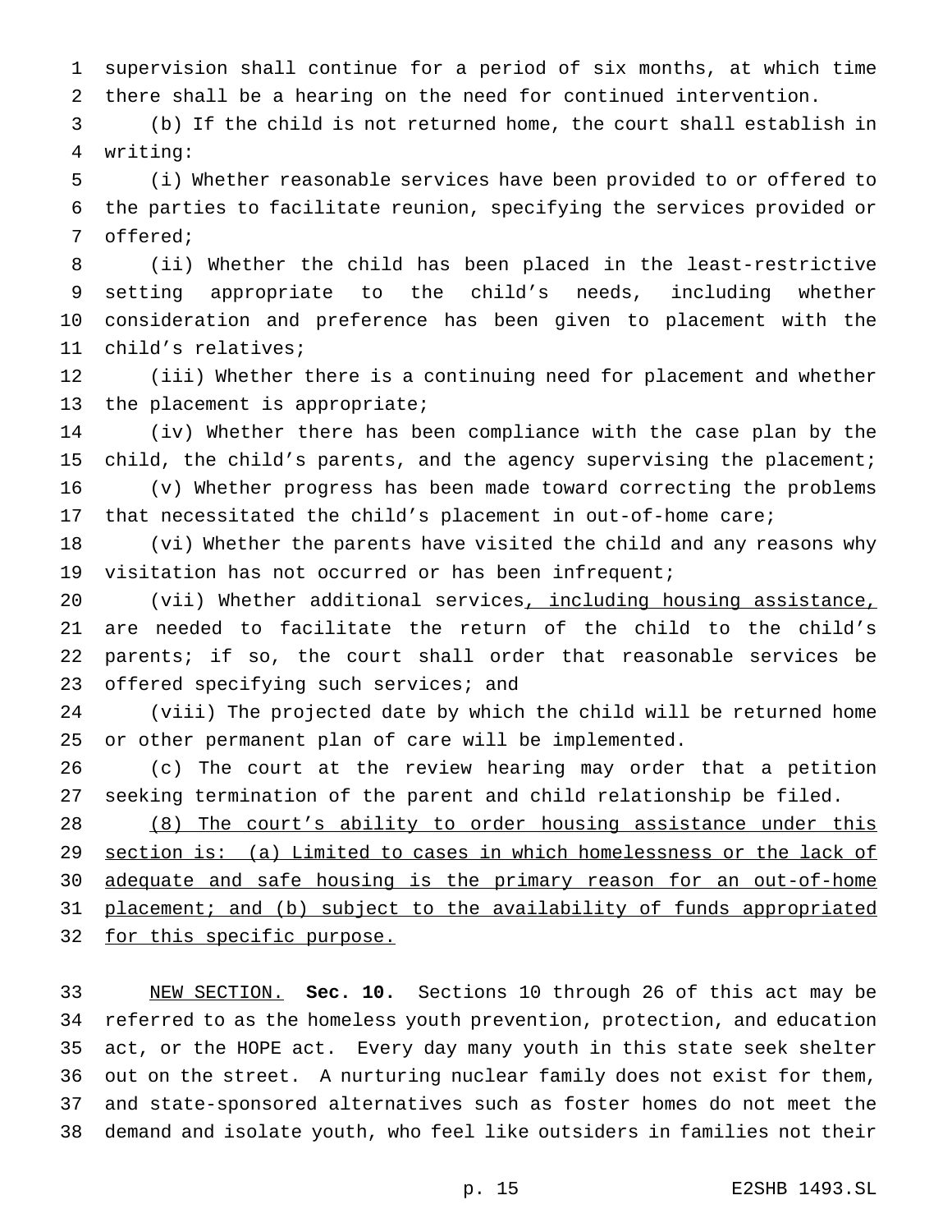supervision shall continue for a period of six months, at which time there shall be a hearing on the need for continued intervention.

(b) If the child is not returned home, the court shall establish in writing:

(i) Whether reasonable services have been provided to or offered to the parties to facilitate reunion, specifying the services provided or offered;

(ii) Whether the child has been placed in the least-restrictive setting appropriate to the child's needs, including whether consideration and preference has been given to placement with the child's relatives;

(iii) Whether there is a continuing need for placement and whether the placement is appropriate;

(iv) Whether there has been compliance with the case plan by the child, the child's parents, and the agency supervising the placement;

(v) Whether progress has been made toward correcting the problems that necessitated the child's placement in out-of-home care;

(vi) Whether the parents have visited the child and any reasons why visitation has not occurred or has been infrequent;

(vii) Whether additional services<u>, including housing assistance,</u> are needed to facilitate the return of the child to the child's parents; if so, the court shall order that reasonable services be offered specifying such services; and

(viii) The projected date by which the child will be returned home or other permanent plan of care will be implemented.

(c) The court at the review hearing may order that a petition seeking termination of the parent and child relationship be filed.

<u>(8) The court's ability to order housing assistance under this section is: (a) Limited to cases in which homelessness or the lack of adequate and safe housing is the primary reason for an out-of-home placement; and (b) subject to the availability of funds appropriated for this specific purpose.</u>

<u>NEW SECTION.</u> **Sec. 10.** Sections 10 through 26 of this act may be referred to as the homeless youth prevention, protection, and education act, or the HOPE act. Every day many youth in this state seek shelter out on the street. A nurturing nuclear family does not exist for them, and state-sponsored alternatives such as foster homes do not meet the demand and isolate youth, who feel like outsiders in families not their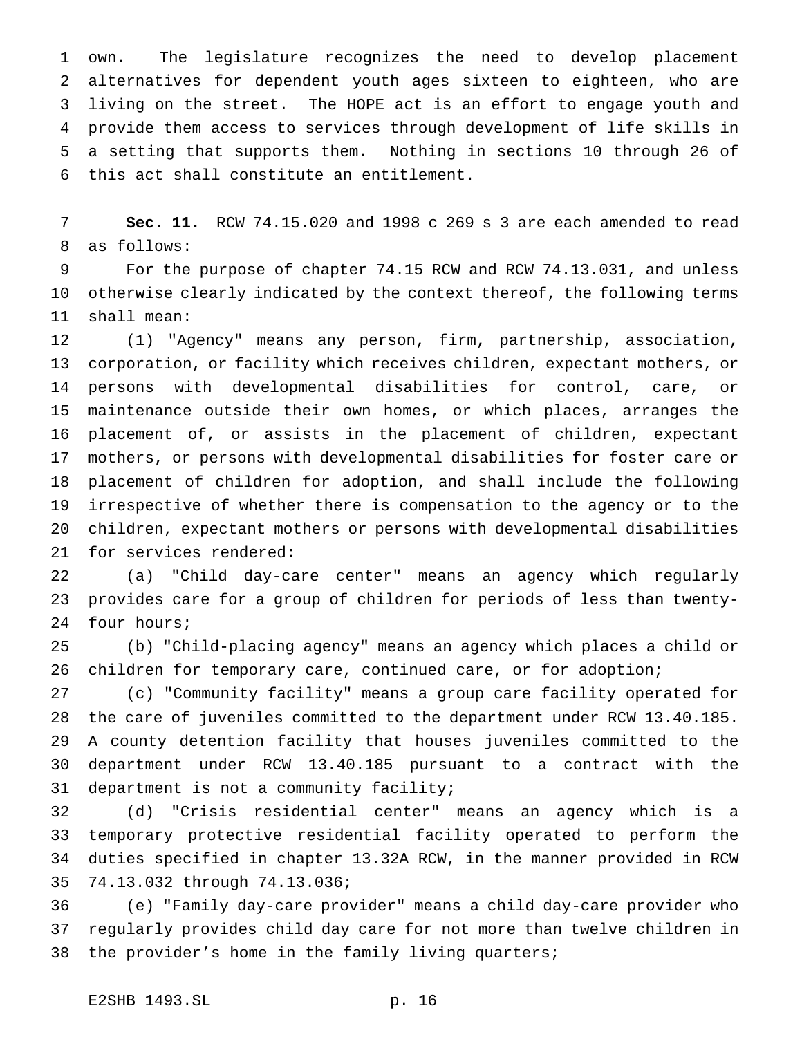own. The legislature recognizes the need to develop placement alternatives for dependent youth ages sixteen to eighteen, who are living on the street. The HOPE act is an effort to engage youth and provide them access to services through development of life skills in a setting that supports them. Nothing in sections 10 through 26 of this act shall constitute an entitlement.

**Sec. 11.** RCW 74.15.020 and 1998 c 269 s 3 are each amended to read as follows:

For the purpose of chapter 74.15 RCW and RCW 74.13.031, and unless otherwise clearly indicated by the context thereof, the following terms shall mean:

(1) "Agency" means any person, firm, partnership, association, corporation, or facility which receives children, expectant mothers, or persons with developmental disabilities for control, care, or maintenance outside their own homes, or which places, arranges the placement of, or assists in the placement of children, expectant mothers, or persons with developmental disabilities for foster care or placement of children for adoption, and shall include the following irrespective of whether there is compensation to the agency or to the children, expectant mothers or persons with developmental disabilities for services rendered:

(a) "Child day-care center" means an agency which regularly provides care for a group of children for periods of less than twenty-four hours;

(b) "Child-placing agency" means an agency which places a child or children for temporary care, continued care, or for adoption;

(c) "Community facility" means a group care facility operated for the care of juveniles committed to the department under RCW 13.40.185. A county detention facility that houses juveniles committed to the department under RCW 13.40.185 pursuant to a contract with the department is not a community facility;

(d) "Crisis residential center" means an agency which is a temporary protective residential facility operated to perform the duties specified in chapter 13.32A RCW, in the manner provided in RCW 74.13.032 through 74.13.036;

(e) "Family day-care provider" means a child day-care provider who regularly provides child day care for not more than twelve children in the provider's home in the family living quarters;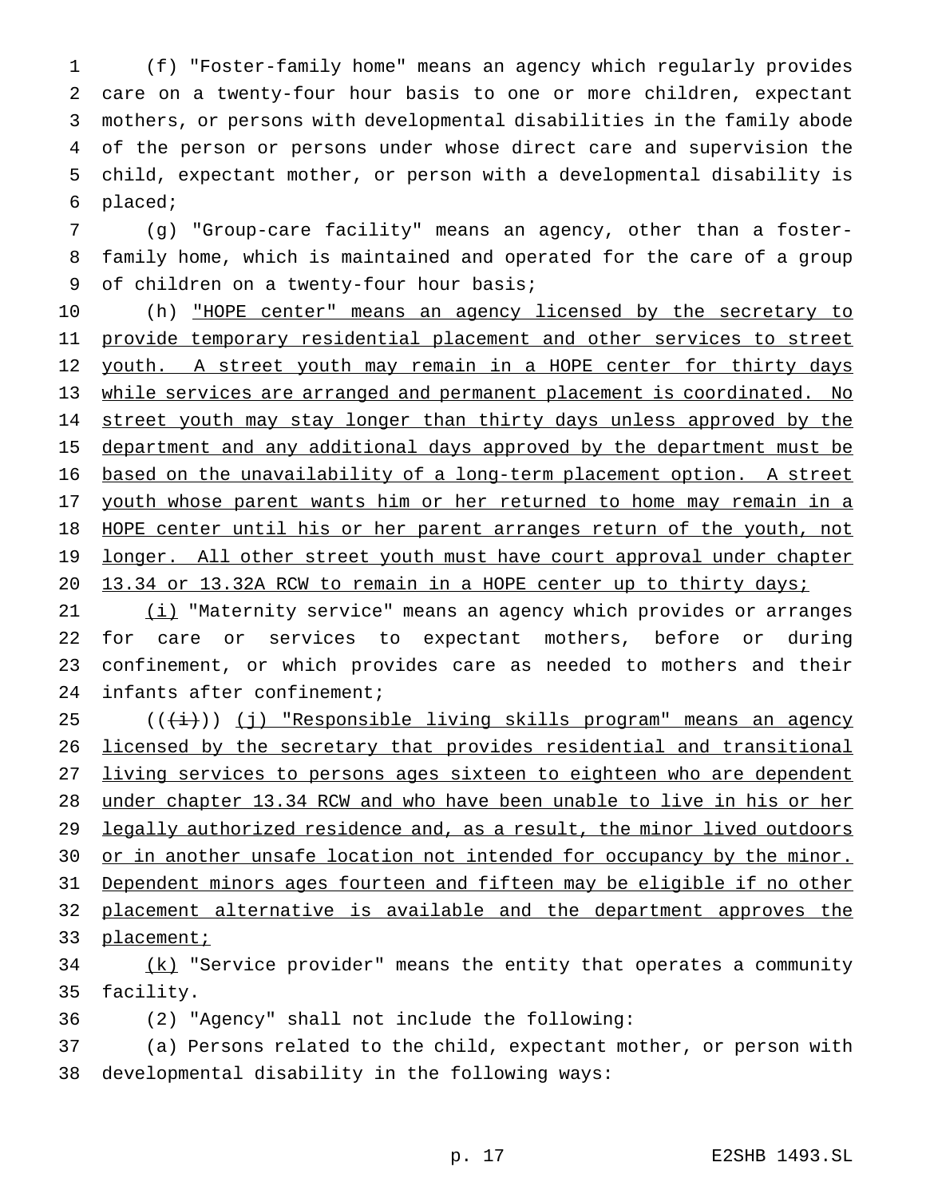(f) "Foster-family home" means an agency which regularly provides care on a twenty-four hour basis to one or more children, expectant mothers, or persons with developmental disabilities in the family abode of the person or persons under whose direct care and supervision the child, expectant mother, or person with a developmental disability is placed;

(g) "Group-care facility" means an agency, other than a foster-family home, which is maintained and operated for the care of a group of children on a twenty-four hour basis;

(h) "HOPE center" means an agency licensed by the secretary to provide temporary residential placement and other services to street youth. A street youth may remain in a HOPE center for thirty days while services are arranged and permanent placement is coordinated. No street youth may stay longer than thirty days unless approved by the department and any additional days approved by the department must be based on the unavailability of a long-term placement option. A street youth whose parent wants him or her returned to home may remain in a HOPE center until his or her parent arranges return of the youth, not longer. All other street youth must have court approval under chapter 13.34 or 13.32A RCW to remain in a HOPE center up to thirty days;

(i) "Maternity service" means an agency which provides or arranges for care or services to expectant mothers, before or during confinement, or which provides care as needed to mothers and their infants after confinement;

(((i))) (j) "Responsible living skills program" means an agency licensed by the secretary that provides residential and transitional living services to persons ages sixteen to eighteen who are dependent under chapter 13.34 RCW and who have been unable to live in his or her legally authorized residence and, as a result, the minor lived outdoors or in another unsafe location not intended for occupancy by the minor. Dependent minors ages fourteen and fifteen may be eligible if no other placement alternative is available and the department approves the placement;

(k) "Service provider" means the entity that operates a community facility.

(2) "Agency" shall not include the following:

(a) Persons related to the child, expectant mother, or person with developmental disability in the following ways: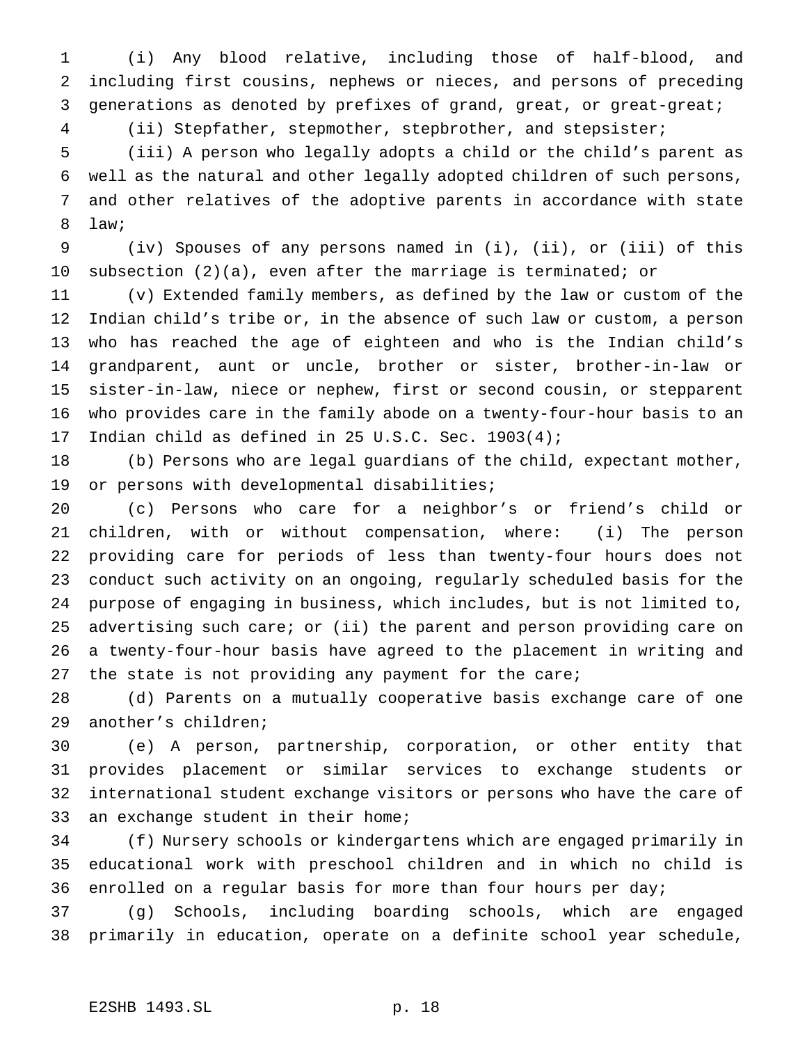(i) Any blood relative, including those of half-blood, and including first cousins, nephews or nieces, and persons of preceding generations as denoted by prefixes of grand, great, or great-great;

(ii) Stepfather, stepmother, stepbrother, and stepsister;

(iii) A person who legally adopts a child or the child's parent as well as the natural and other legally adopted children of such persons, and other relatives of the adoptive parents in accordance with state law;

(iv) Spouses of any persons named in (i), (ii), or (iii) of this subsection (2)(a), even after the marriage is terminated; or

(v) Extended family members, as defined by the law or custom of the Indian child's tribe or, in the absence of such law or custom, a person who has reached the age of eighteen and who is the Indian child's grandparent, aunt or uncle, brother or sister, brother-in-law or sister-in-law, niece or nephew, first or second cousin, or stepparent who provides care in the family abode on a twenty-four-hour basis to an Indian child as defined in 25 U.S.C. Sec. 1903(4);

(b) Persons who are legal guardians of the child, expectant mother, or persons with developmental disabilities;

(c) Persons who care for a neighbor's or friend's child or children, with or without compensation, where: (i) The person providing care for periods of less than twenty-four hours does not conduct such activity on an ongoing, regularly scheduled basis for the purpose of engaging in business, which includes, but is not limited to, advertising such care; or (ii) the parent and person providing care on a twenty-four-hour basis have agreed to the placement in writing and the state is not providing any payment for the care;

(d) Parents on a mutually cooperative basis exchange care of one another's children;

(e) A person, partnership, corporation, or other entity that provides placement or similar services to exchange students or international student exchange visitors or persons who have the care of an exchange student in their home;

(f) Nursery schools or kindergartens which are engaged primarily in educational work with preschool children and in which no child is enrolled on a regular basis for more than four hours per day;

(g) Schools, including boarding schools, which are engaged primarily in education, operate on a definite school year schedule,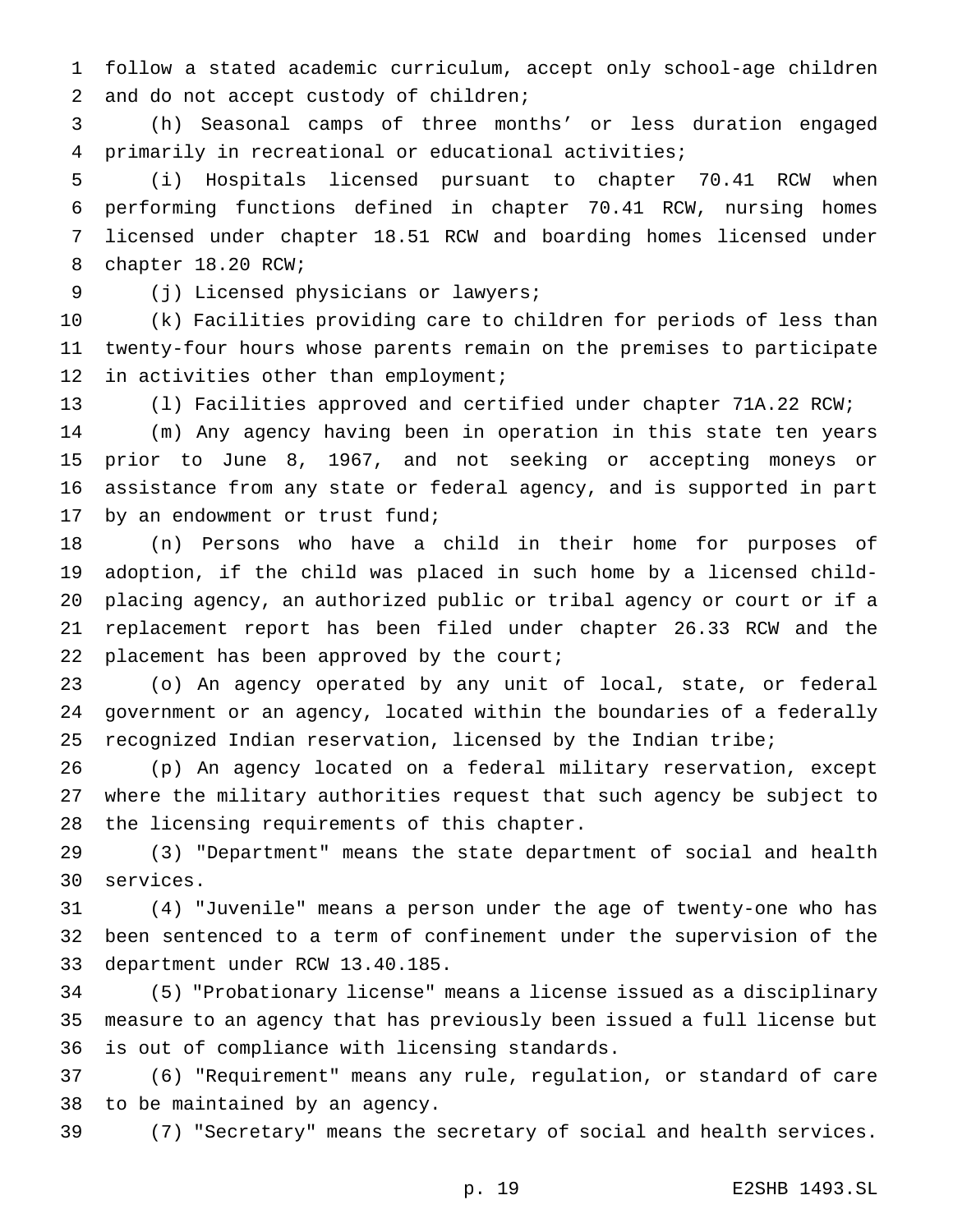follow a stated academic curriculum, accept only school-age children and do not accept custody of children;

(h) Seasonal camps of three months' or less duration engaged primarily in recreational or educational activities;

(i) Hospitals licensed pursuant to chapter 70.41 RCW when performing functions defined in chapter 70.41 RCW, nursing homes licensed under chapter 18.51 RCW and boarding homes licensed under chapter 18.20 RCW;

(j) Licensed physicians or lawyers;

(k) Facilities providing care to children for periods of less than twenty-four hours whose parents remain on the premises to participate in activities other than employment;

(l) Facilities approved and certified under chapter 71A.22 RCW;

(m) Any agency having been in operation in this state ten years prior to June 8, 1967, and not seeking or accepting moneys or assistance from any state or federal agency, and is supported in part by an endowment or trust fund;

(n) Persons who have a child in their home for purposes of adoption, if the child was placed in such home by a licensed child-placing agency, an authorized public or tribal agency or court or if a replacement report has been filed under chapter 26.33 RCW and the placement has been approved by the court;

(o) An agency operated by any unit of local, state, or federal government or an agency, located within the boundaries of a federally recognized Indian reservation, licensed by the Indian tribe;

(p) An agency located on a federal military reservation, except where the military authorities request that such agency be subject to the licensing requirements of this chapter.

(3) "Department" means the state department of social and health services.

(4) "Juvenile" means a person under the age of twenty-one who has been sentenced to a term of confinement under the supervision of the department under RCW 13.40.185.

(5) "Probationary license" means a license issued as a disciplinary measure to an agency that has previously been issued a full license but is out of compliance with licensing standards.

(6) "Requirement" means any rule, regulation, or standard of care to be maintained by an agency.

(7) "Secretary" means the secretary of social and health services.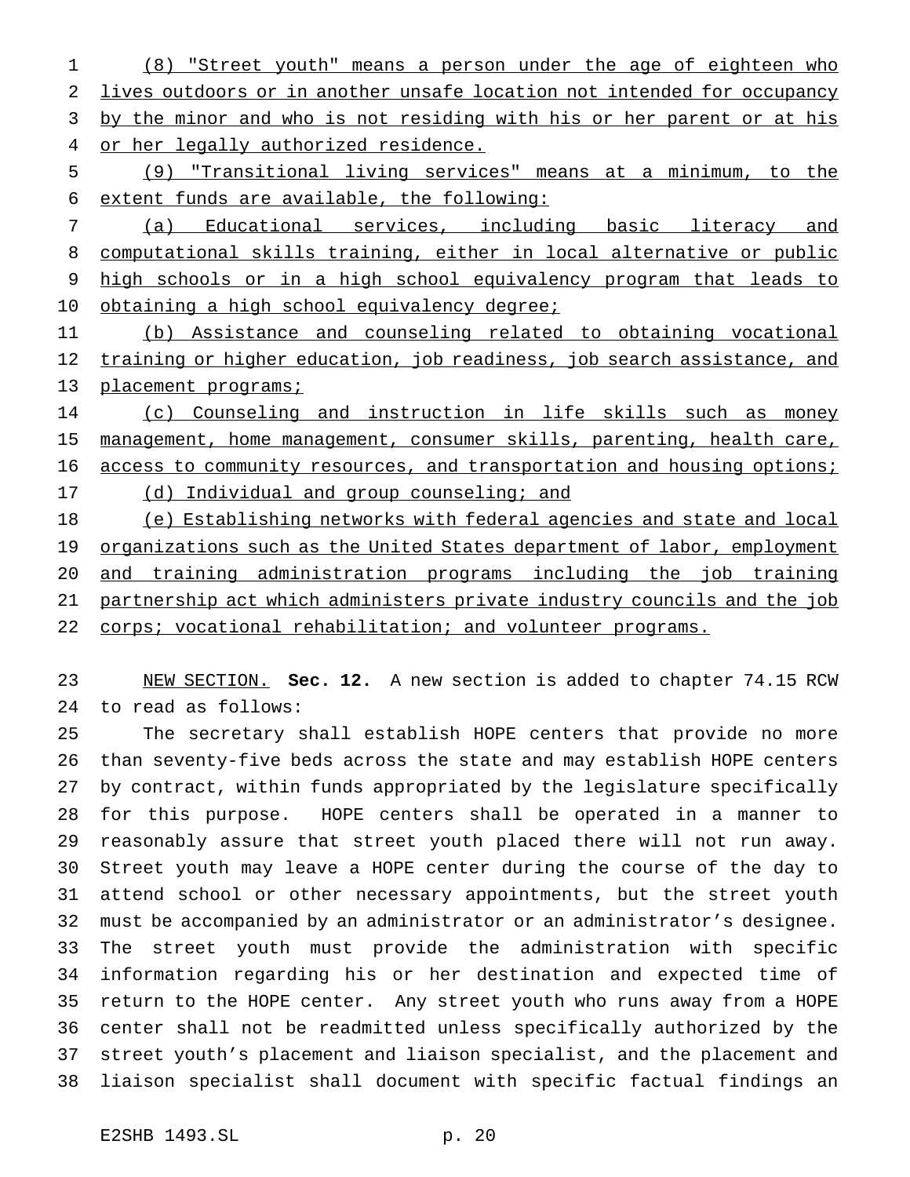(8) "Street youth" means a person under the age of eighteen who lives outdoors or in another unsafe location not intended for occupancy by the minor and who is not residing with his or her parent or at his or her legally authorized residence.

(9) "Transitional living services" means at a minimum, to the extent funds are available, the following:

(a) Educational services, including basic literacy and computational skills training, either in local alternative or public high schools or in a high school equivalency program that leads to obtaining a high school equivalency degree;

(b) Assistance and counseling related to obtaining vocational training or higher education, job readiness, job search assistance, and placement programs;

(c) Counseling and instruction in life skills such as money management, home management, consumer skills, parenting, health care, access to community resources, and transportation and housing options;

(d) Individual and group counseling; and

(e) Establishing networks with federal agencies and state and local organizations such as the United States department of labor, employment and training administration programs including the job training partnership act which administers private industry councils and the job corps; vocational rehabilitation; and volunteer programs.

NEW SECTION. **Sec. 12.** A new section is added to chapter 74.15 RCW to read as follows:

The secretary shall establish HOPE centers that provide no more than seventy-five beds across the state and may establish HOPE centers by contract, within funds appropriated by the legislature specifically for this purpose. HOPE centers shall be operated in a manner to reasonably assure that street youth placed there will not run away. Street youth may leave a HOPE center during the course of the day to attend school or other necessary appointments, but the street youth must be accompanied by an administrator or an administrator's designee. The street youth must provide the administration with specific information regarding his or her destination and expected time of return to the HOPE center. Any street youth who runs away from a HOPE center shall not be readmitted unless specifically authorized by the street youth's placement and liaison specialist, and the placement and liaison specialist shall document with specific factual findings an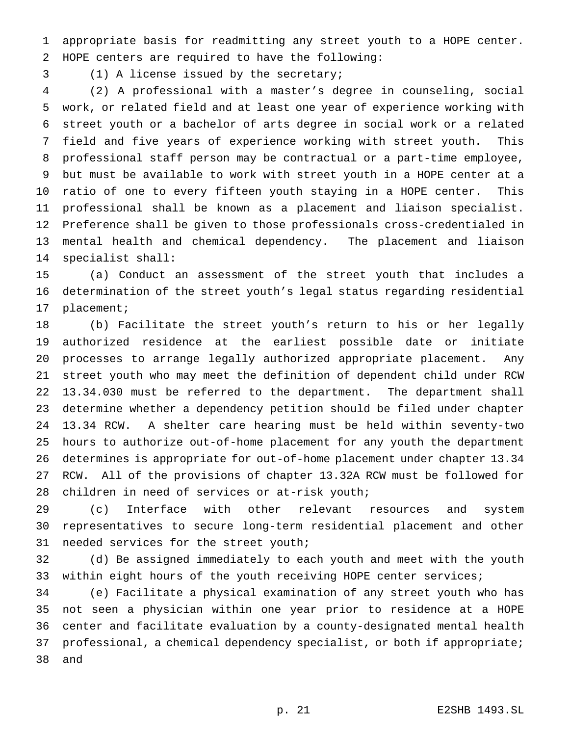appropriate basis for readmitting any street youth to a HOPE center. HOPE centers are required to have the following:

(1) A license issued by the secretary;

(2) A professional with a master's degree in counseling, social work, or related field and at least one year of experience working with street youth or a bachelor of arts degree in social work or a related field and five years of experience working with street youth. This professional staff person may be contractual or a part-time employee, but must be available to work with street youth in a HOPE center at a ratio of one to every fifteen youth staying in a HOPE center. This professional shall be known as a placement and liaison specialist. Preference shall be given to those professionals cross-credentialed in mental health and chemical dependency. The placement and liaison specialist shall:

(a) Conduct an assessment of the street youth that includes a determination of the street youth's legal status regarding residential placement;

(b) Facilitate the street youth's return to his or her legally authorized residence at the earliest possible date or initiate processes to arrange legally authorized appropriate placement. Any street youth who may meet the definition of dependent child under RCW 13.34.030 must be referred to the department. The department shall determine whether a dependency petition should be filed under chapter 13.34 RCW. A shelter care hearing must be held within seventy-two hours to authorize out-of-home placement for any youth the department determines is appropriate for out-of-home placement under chapter 13.34 RCW. All of the provisions of chapter 13.32A RCW must be followed for children in need of services or at-risk youth;

(c) Interface with other relevant resources and system representatives to secure long-term residential placement and other needed services for the street youth;

(d) Be assigned immediately to each youth and meet with the youth within eight hours of the youth receiving HOPE center services;

(e) Facilitate a physical examination of any street youth who has not seen a physician within one year prior to residence at a HOPE center and facilitate evaluation by a county-designated mental health professional, a chemical dependency specialist, or both if appropriate; and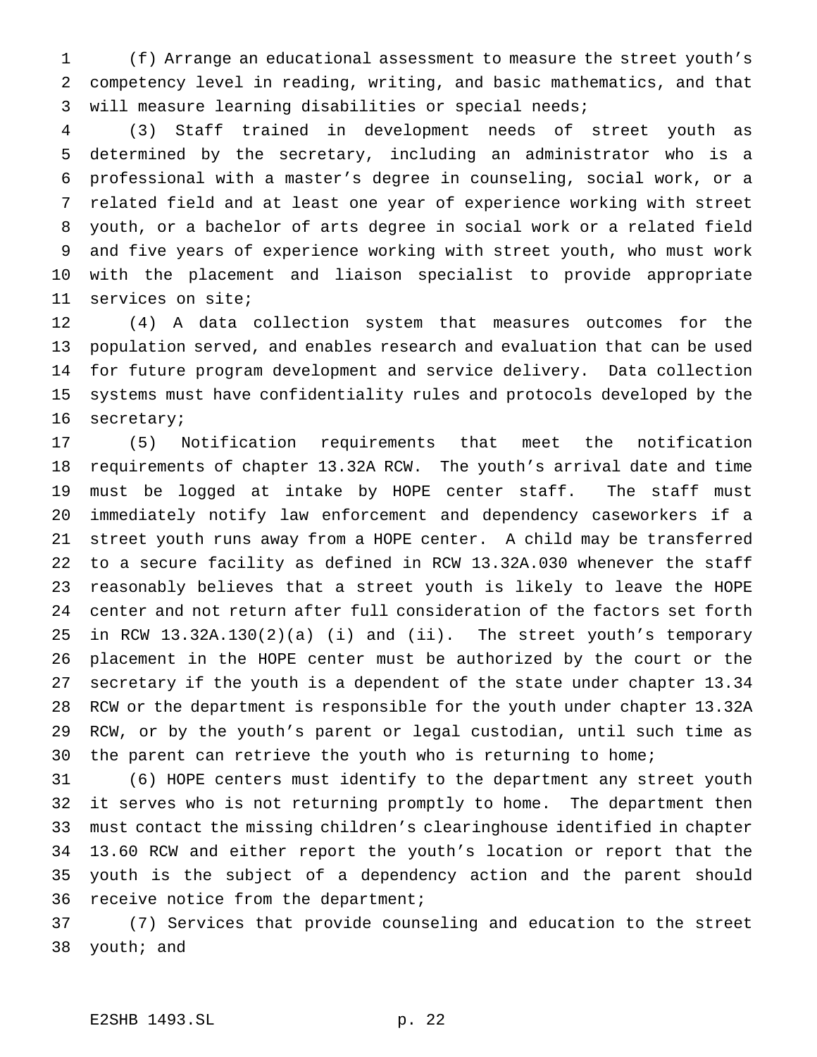(f) Arrange an educational assessment to measure the street youth's competency level in reading, writing, and basic mathematics, and that will measure learning disabilities or special needs;

(3) Staff trained in development needs of street youth as determined by the secretary, including an administrator who is a professional with a master's degree in counseling, social work, or a related field and at least one year of experience working with street youth, or a bachelor of arts degree in social work or a related field and five years of experience working with street youth, who must work with the placement and liaison specialist to provide appropriate services on site;

(4) A data collection system that measures outcomes for the population served, and enables research and evaluation that can be used for future program development and service delivery. Data collection systems must have confidentiality rules and protocols developed by the secretary;

(5) Notification requirements that meet the notification requirements of chapter 13.32A RCW. The youth's arrival date and time must be logged at intake by HOPE center staff. The staff must immediately notify law enforcement and dependency caseworkers if a street youth runs away from a HOPE center. A child may be transferred to a secure facility as defined in RCW 13.32A.030 whenever the staff reasonably believes that a street youth is likely to leave the HOPE center and not return after full consideration of the factors set forth in RCW 13.32A.130(2)(a) (i) and (ii). The street youth's temporary placement in the HOPE center must be authorized by the court or the secretary if the youth is a dependent of the state under chapter 13.34 RCW or the department is responsible for the youth under chapter 13.32A RCW, or by the youth's parent or legal custodian, until such time as the parent can retrieve the youth who is returning to home;

(6) HOPE centers must identify to the department any street youth it serves who is not returning promptly to home. The department then must contact the missing children's clearinghouse identified in chapter 13.60 RCW and either report the youth's location or report that the youth is the subject of a dependency action and the parent should receive notice from the department;

(7) Services that provide counseling and education to the street youth; and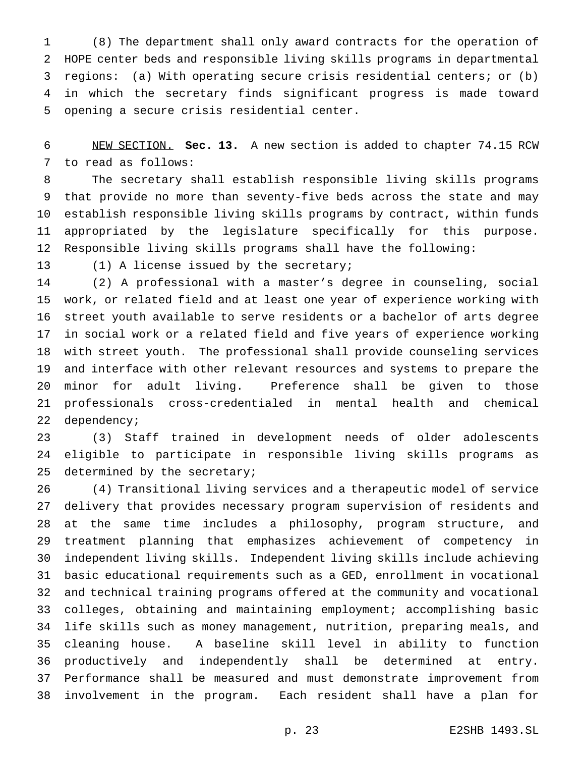(8) The department shall only award contracts for the operation of HOPE center beds and responsible living skills programs in departmental regions: (a) With operating secure crisis residential centers; or (b) in which the secretary finds significant progress is made toward opening a secure crisis residential center.

NEW SECTION. **Sec. 13.** A new section is added to chapter 74.15 RCW to read as follows:

The secretary shall establish responsible living skills programs that provide no more than seventy-five beds across the state and may establish responsible living skills programs by contract, within funds appropriated by the legislature specifically for this purpose. Responsible living skills programs shall have the following:

(1) A license issued by the secretary;

(2) A professional with a master's degree in counseling, social work, or related field and at least one year of experience working with street youth available to serve residents or a bachelor of arts degree in social work or a related field and five years of experience working with street youth. The professional shall provide counseling services and interface with other relevant resources and systems to prepare the minor for adult living. Preference shall be given to those professionals cross-credentialed in mental health and chemical dependency;

(3) Staff trained in development needs of older adolescents eligible to participate in responsible living skills programs as determined by the secretary;

(4) Transitional living services and a therapeutic model of service delivery that provides necessary program supervision of residents and at the same time includes a philosophy, program structure, and treatment planning that emphasizes achievement of competency in independent living skills. Independent living skills include achieving basic educational requirements such as a GED, enrollment in vocational and technical training programs offered at the community and vocational colleges, obtaining and maintaining employment; accomplishing basic life skills such as money management, nutrition, preparing meals, and cleaning house. A baseline skill level in ability to function productively and independently shall be determined at entry. Performance shall be measured and must demonstrate improvement from involvement in the program. Each resident shall have a plan for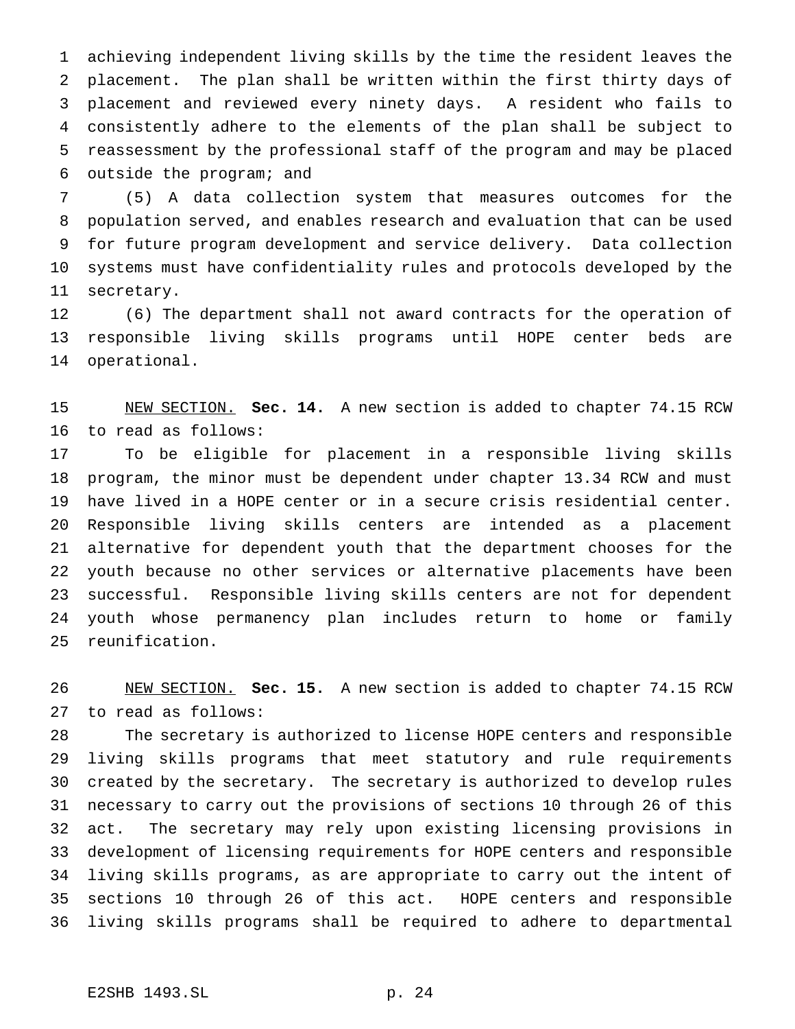achieving independent living skills by the time the resident leaves the placement. The plan shall be written within the first thirty days of placement and reviewed every ninety days. A resident who fails to consistently adhere to the elements of the plan shall be subject to reassessment by the professional staff of the program and may be placed outside the program; and

(5) A data collection system that measures outcomes for the population served, and enables research and evaluation that can be used for future program development and service delivery. Data collection systems must have confidentiality rules and protocols developed by the secretary.

(6) The department shall not award contracts for the operation of responsible living skills programs until HOPE center beds are operational.

NEW SECTION. **Sec. 14.** A new section is added to chapter 74.15 RCW to read as follows:

To be eligible for placement in a responsible living skills program, the minor must be dependent under chapter 13.34 RCW and must have lived in a HOPE center or in a secure crisis residential center. Responsible living skills centers are intended as a placement alternative for dependent youth that the department chooses for the youth because no other services or alternative placements have been successful. Responsible living skills centers are not for dependent youth whose permanency plan includes return to home or family reunification.

NEW SECTION. **Sec. 15.** A new section is added to chapter 74.15 RCW to read as follows:

The secretary is authorized to license HOPE centers and responsible living skills programs that meet statutory and rule requirements created by the secretary. The secretary is authorized to develop rules necessary to carry out the provisions of sections 10 through 26 of this act. The secretary may rely upon existing licensing provisions in development of licensing requirements for HOPE centers and responsible living skills programs, as are appropriate to carry out the intent of sections 10 through 26 of this act. HOPE centers and responsible living skills programs shall be required to adhere to departmental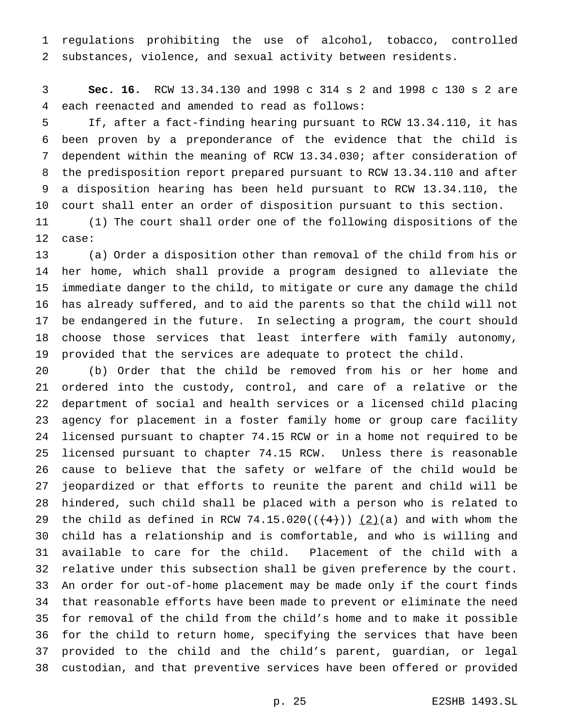regulations prohibiting the use of alcohol, tobacco, controlled substances, violence, and sexual activity between residents.

**Sec. 16.** RCW 13.34.130 and 1998 c 314 s 2 and 1998 c 130 s 2 are each reenacted and amended to read as follows:

If, after a fact-finding hearing pursuant to RCW 13.34.110, it has been proven by a preponderance of the evidence that the child is dependent within the meaning of RCW 13.34.030; after consideration of the predisposition report prepared pursuant to RCW 13.34.110 and after a disposition hearing has been held pursuant to RCW 13.34.110, the court shall enter an order of disposition pursuant to this section.

(1) The court shall order one of the following dispositions of the case:

(a) Order a disposition other than removal of the child from his or her home, which shall provide a program designed to alleviate the immediate danger to the child, to mitigate or cure any damage the child has already suffered, and to aid the parents so that the child will not be endangered in the future. In selecting a program, the court should choose those services that least interfere with family autonomy, provided that the services are adequate to protect the child.

(b) Order that the child be removed from his or her home and ordered into the custody, control, and care of a relative or the department of social and health services or a licensed child placing agency for placement in a foster family home or group care facility licensed pursuant to chapter 74.15 RCW or in a home not required to be licensed pursuant to chapter 74.15 RCW. Unless there is reasonable cause to believe that the safety or welfare of the child would be jeopardized or that efforts to reunite the parent and child will be hindered, such child shall be placed with a person who is related to the child as defined in RCW 74.15.020(~~(4)~~) (2)(a) and with whom the child has a relationship and is comfortable, and who is willing and available to care for the child. Placement of the child with a relative under this subsection shall be given preference by the court. An order for out-of-home placement may be made only if the court finds that reasonable efforts have been made to prevent or eliminate the need for removal of the child from the child's home and to make it possible for the child to return home, specifying the services that have been provided to the child and the child's parent, guardian, or legal custodian, and that preventive services have been offered or provided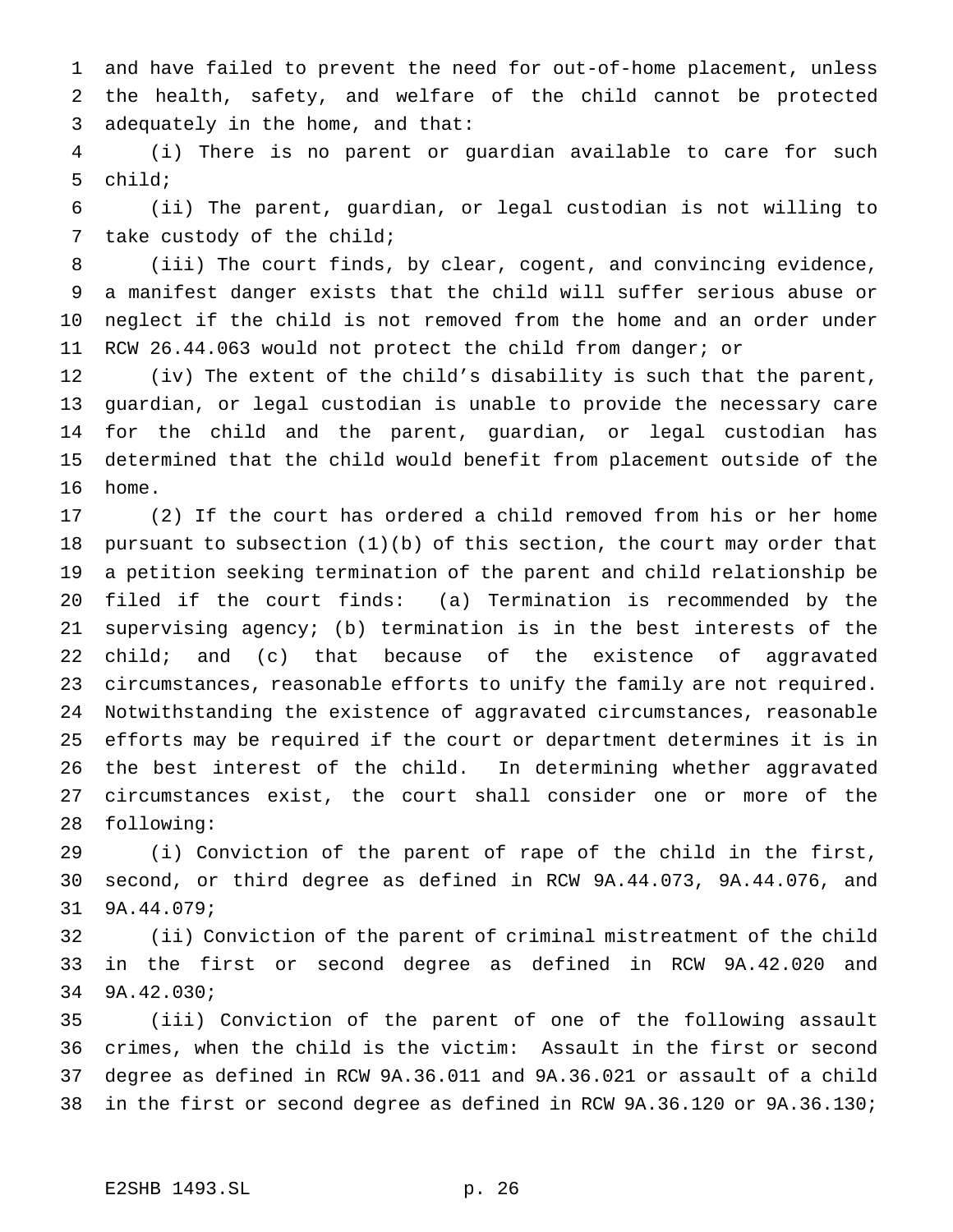and have failed to prevent the need for out-of-home placement, unless the health, safety, and welfare of the child cannot be protected adequately in the home, and that:

(i) There is no parent or guardian available to care for such child;

(ii) The parent, guardian, or legal custodian is not willing to take custody of the child;

(iii) The court finds, by clear, cogent, and convincing evidence, a manifest danger exists that the child will suffer serious abuse or neglect if the child is not removed from the home and an order under RCW 26.44.063 would not protect the child from danger; or

(iv) The extent of the child's disability is such that the parent, guardian, or legal custodian is unable to provide the necessary care for the child and the parent, guardian, or legal custodian has determined that the child would benefit from placement outside of the home.

(2) If the court has ordered a child removed from his or her home pursuant to subsection (1)(b) of this section, the court may order that a petition seeking termination of the parent and child relationship be filed if the court finds: (a) Termination is recommended by the supervising agency; (b) termination is in the best interests of the child; and (c) that because of the existence of aggravated circumstances, reasonable efforts to unify the family are not required. Notwithstanding the existence of aggravated circumstances, reasonable efforts may be required if the court or department determines it is in the best interest of the child. In determining whether aggravated circumstances exist, the court shall consider one or more of the following:

(i) Conviction of the parent of rape of the child in the first, second, or third degree as defined in RCW 9A.44.073, 9A.44.076, and 9A.44.079;

(ii) Conviction of the parent of criminal mistreatment of the child in the first or second degree as defined in RCW 9A.42.020 and 9A.42.030;

(iii) Conviction of the parent of one of the following assault crimes, when the child is the victim: Assault in the first or second degree as defined in RCW 9A.36.011 and 9A.36.021 or assault of a child in the first or second degree as defined in RCW 9A.36.120 or 9A.36.130;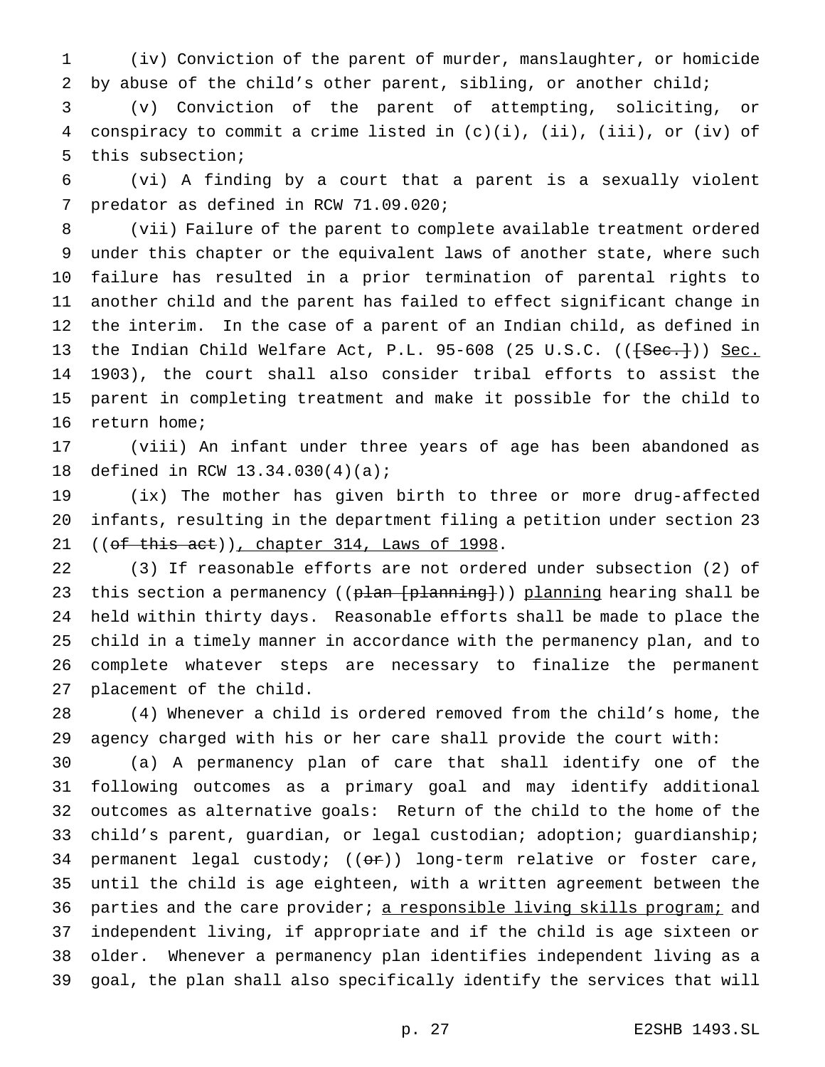(iv) Conviction of the parent of murder, manslaughter, or homicide by abuse of the child's other parent, sibling, or another child;

(v) Conviction of the parent of attempting, soliciting, or conspiracy to commit a crime listed in (c)(i), (ii), (iii), or (iv) of this subsection;

(vi) A finding by a court that a parent is a sexually violent predator as defined in RCW 71.09.020;

(vii) Failure of the parent to complete available treatment ordered under this chapter or the equivalent laws of another state, where such failure has resulted in a prior termination of parental rights to another child and the parent has failed to effect significant change in the interim. In the case of a parent of an Indian child, as defined in the Indian Child Welfare Act, P.L. 95-608 (25 U.S.C. (([~~Sec.~~])) <u>Sec.</u> 1903), the court shall also consider tribal efforts to assist the parent in completing treatment and make it possible for the child to return home;

(viii) An infant under three years of age has been abandoned as defined in RCW 13.34.030(4)(a);

(ix) The mother has given birth to three or more drug-affected infants, resulting in the department filing a petition under section 23 ((~~of this act~~))<u>, chapter 314, Laws of 1998</u>.

(3) If reasonable efforts are not ordered under subsection (2) of this section a permanency ((~~plan [planning]~~)) <u>planning</u> hearing shall be held within thirty days. Reasonable efforts shall be made to place the child in a timely manner in accordance with the permanency plan, and to complete whatever steps are necessary to finalize the permanent placement of the child.

(4) Whenever a child is ordered removed from the child's home, the agency charged with his or her care shall provide the court with:

(a) A permanency plan of care that shall identify one of the following outcomes as a primary goal and may identify additional outcomes as alternative goals: Return of the child to the home of the child's parent, guardian, or legal custodian; adoption; guardianship; permanent legal custody; ((~~or~~)) long-term relative or foster care, until the child is age eighteen, with a written agreement between the parties and the care provider; <u>a responsible living skills program;</u> and independent living, if appropriate and if the child is age sixteen or older. Whenever a permanency plan identifies independent living as a goal, the plan shall also specifically identify the services that will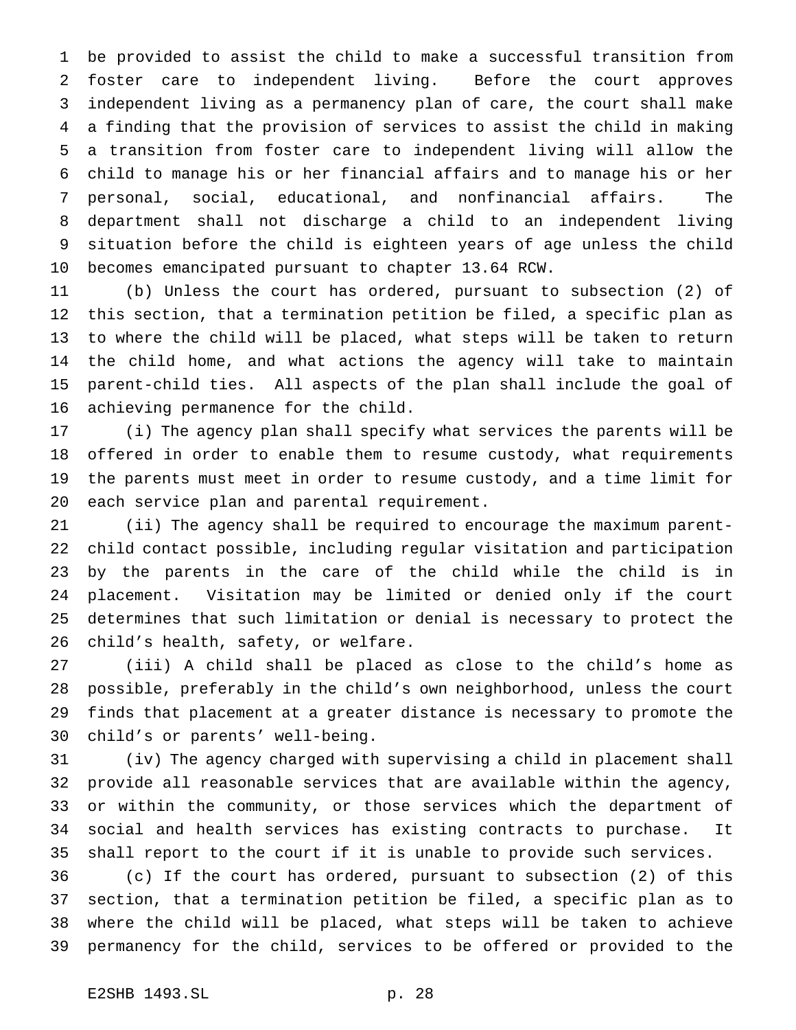be provided to assist the child to make a successful transition from foster care to independent living. Before the court approves independent living as a permanency plan of care, the court shall make a finding that the provision of services to assist the child in making a transition from foster care to independent living will allow the child to manage his or her financial affairs and to manage his or her personal, social, educational, and nonfinancial affairs. The department shall not discharge a child to an independent living situation before the child is eighteen years of age unless the child becomes emancipated pursuant to chapter 13.64 RCW.

(b) Unless the court has ordered, pursuant to subsection (2) of this section, that a termination petition be filed, a specific plan as to where the child will be placed, what steps will be taken to return the child home, and what actions the agency will take to maintain parent-child ties. All aspects of the plan shall include the goal of achieving permanence for the child.

(i) The agency plan shall specify what services the parents will be offered in order to enable them to resume custody, what requirements the parents must meet in order to resume custody, and a time limit for each service plan and parental requirement.

(ii) The agency shall be required to encourage the maximum parent-child contact possible, including regular visitation and participation by the parents in the care of the child while the child is in placement. Visitation may be limited or denied only if the court determines that such limitation or denial is necessary to protect the child's health, safety, or welfare.

(iii) A child shall be placed as close to the child's home as possible, preferably in the child's own neighborhood, unless the court finds that placement at a greater distance is necessary to promote the child's or parents' well-being.

(iv) The agency charged with supervising a child in placement shall provide all reasonable services that are available within the agency, or within the community, or those services which the department of social and health services has existing contracts to purchase. It shall report to the court if it is unable to provide such services.

(c) If the court has ordered, pursuant to subsection (2) of this section, that a termination petition be filed, a specific plan as to where the child will be placed, what steps will be taken to achieve permanency for the child, services to be offered or provided to the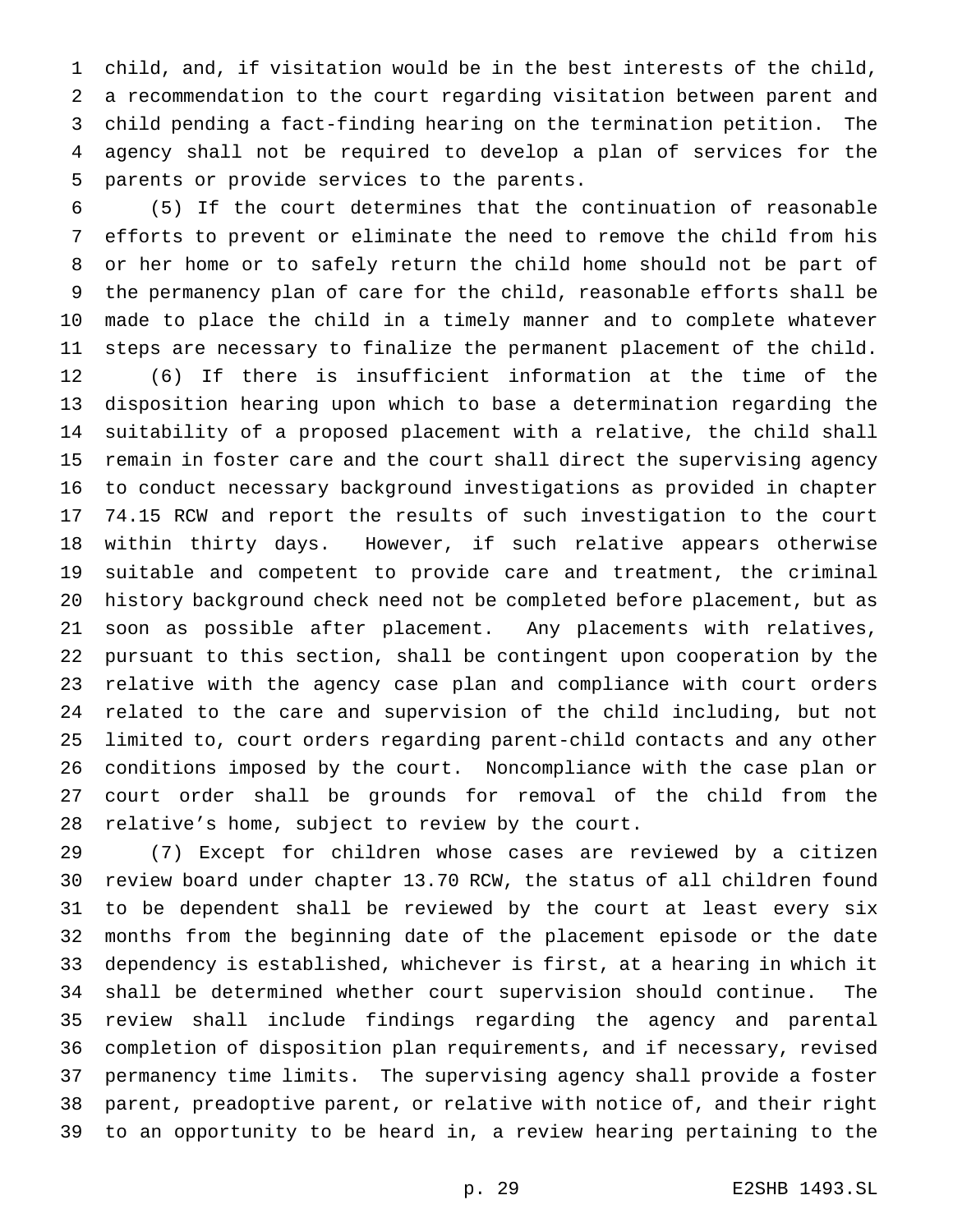child, and, if visitation would be in the best interests of the child, a recommendation to the court regarding visitation between parent and child pending a fact-finding hearing on the termination petition. The agency shall not be required to develop a plan of services for the parents or provide services to the parents.

(5) If the court determines that the continuation of reasonable efforts to prevent or eliminate the need to remove the child from his or her home or to safely return the child home should not be part of the permanency plan of care for the child, reasonable efforts shall be made to place the child in a timely manner and to complete whatever steps are necessary to finalize the permanent placement of the child.

(6) If there is insufficient information at the time of the disposition hearing upon which to base a determination regarding the suitability of a proposed placement with a relative, the child shall remain in foster care and the court shall direct the supervising agency to conduct necessary background investigations as provided in chapter 74.15 RCW and report the results of such investigation to the court within thirty days. However, if such relative appears otherwise suitable and competent to provide care and treatment, the criminal history background check need not be completed before placement, but as soon as possible after placement. Any placements with relatives, pursuant to this section, shall be contingent upon cooperation by the relative with the agency case plan and compliance with court orders related to the care and supervision of the child including, but not limited to, court orders regarding parent-child contacts and any other conditions imposed by the court. Noncompliance with the case plan or court order shall be grounds for removal of the child from the relative's home, subject to review by the court.

(7) Except for children whose cases are reviewed by a citizen review board under chapter 13.70 RCW, the status of all children found to be dependent shall be reviewed by the court at least every six months from the beginning date of the placement episode or the date dependency is established, whichever is first, at a hearing in which it shall be determined whether court supervision should continue. The review shall include findings regarding the agency and parental completion of disposition plan requirements, and if necessary, revised permanency time limits. The supervising agency shall provide a foster parent, preadoptive parent, or relative with notice of, and their right to an opportunity to be heard in, a review hearing pertaining to the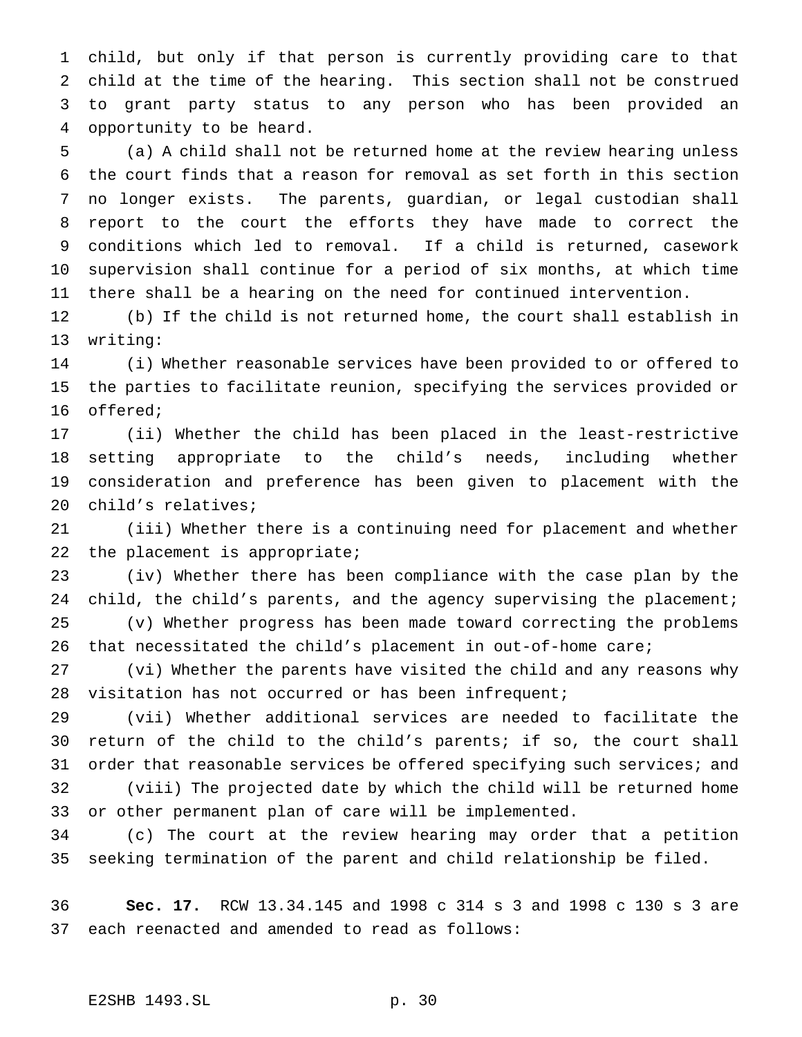child, but only if that person is currently providing care to that child at the time of the hearing. This section shall not be construed to grant party status to any person who has been provided an opportunity to be heard.

(a) A child shall not be returned home at the review hearing unless the court finds that a reason for removal as set forth in this section no longer exists. The parents, guardian, or legal custodian shall report to the court the efforts they have made to correct the conditions which led to removal. If a child is returned, casework supervision shall continue for a period of six months, at which time there shall be a hearing on the need for continued intervention.

(b) If the child is not returned home, the court shall establish in writing:

(i) Whether reasonable services have been provided to or offered to the parties to facilitate reunion, specifying the services provided or offered;

(ii) Whether the child has been placed in the least-restrictive setting appropriate to the child's needs, including whether consideration and preference has been given to placement with the child's relatives;

(iii) Whether there is a continuing need for placement and whether the placement is appropriate;

(iv) Whether there has been compliance with the case plan by the child, the child's parents, and the agency supervising the placement;

(v) Whether progress has been made toward correcting the problems that necessitated the child's placement in out-of-home care;

(vi) Whether the parents have visited the child and any reasons why visitation has not occurred or has been infrequent;

(vii) Whether additional services are needed to facilitate the return of the child to the child's parents; if so, the court shall order that reasonable services be offered specifying such services; and

(viii) The projected date by which the child will be returned home or other permanent plan of care will be implemented.

(c) The court at the review hearing may order that a petition seeking termination of the parent and child relationship be filed.

**Sec. 17.** RCW 13.34.145 and 1998 c 314 s 3 and 1998 c 130 s 3 are each reenacted and amended to read as follows: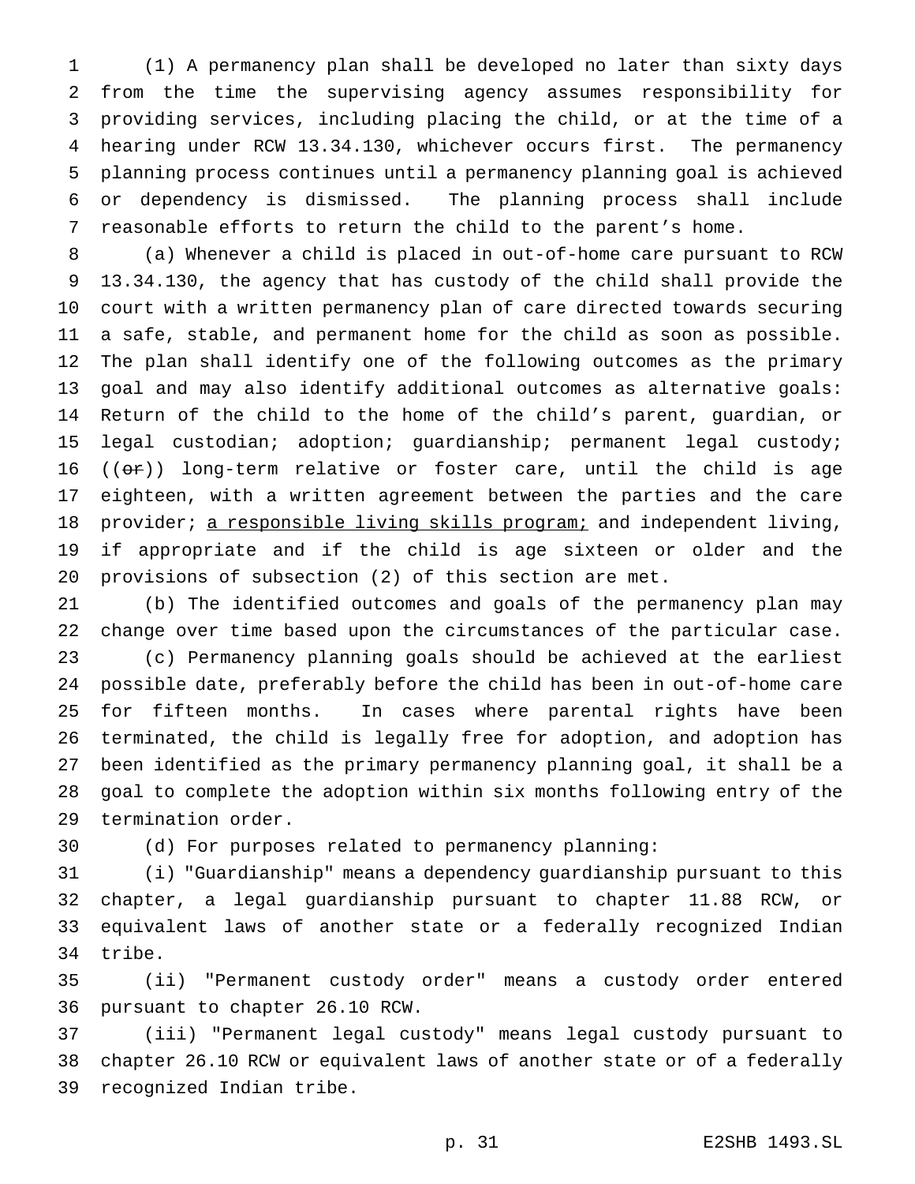(1) A permanency plan shall be developed no later than sixty days from the time the supervising agency assumes responsibility for providing services, including placing the child, or at the time of a hearing under RCW 13.34.130, whichever occurs first. The permanency planning process continues until a permanency planning goal is achieved or dependency is dismissed. The planning process shall include reasonable efforts to return the child to the parent's home.

(a) Whenever a child is placed in out-of-home care pursuant to RCW 13.34.130, the agency that has custody of the child shall provide the court with a written permanency plan of care directed towards securing a safe, stable, and permanent home for the child as soon as possible. The plan shall identify one of the following outcomes as the primary goal and may also identify additional outcomes as alternative goals: Return of the child to the home of the child's parent, guardian, or legal custodian; adoption; guardianship; permanent legal custody; ((~~or~~)) long-term relative or foster care, until the child is age eighteen, with a written agreement between the parties and the care provider; <u>a responsible living skills program;</u> and independent living, if appropriate and if the child is age sixteen or older and the provisions of subsection (2) of this section are met.

(b) The identified outcomes and goals of the permanency plan may change over time based upon the circumstances of the particular case.

(c) Permanency planning goals should be achieved at the earliest possible date, preferably before the child has been in out-of-home care for fifteen months. In cases where parental rights have been terminated, the child is legally free for adoption, and adoption has been identified as the primary permanency planning goal, it shall be a goal to complete the adoption within six months following entry of the termination order.

(d) For purposes related to permanency planning:

(i) "Guardianship" means a dependency guardianship pursuant to this chapter, a legal guardianship pursuant to chapter 11.88 RCW, or equivalent laws of another state or a federally recognized Indian tribe.

(ii) "Permanent custody order" means a custody order entered pursuant to chapter 26.10 RCW.

(iii) "Permanent legal custody" means legal custody pursuant to chapter 26.10 RCW or equivalent laws of another state or of a federally recognized Indian tribe.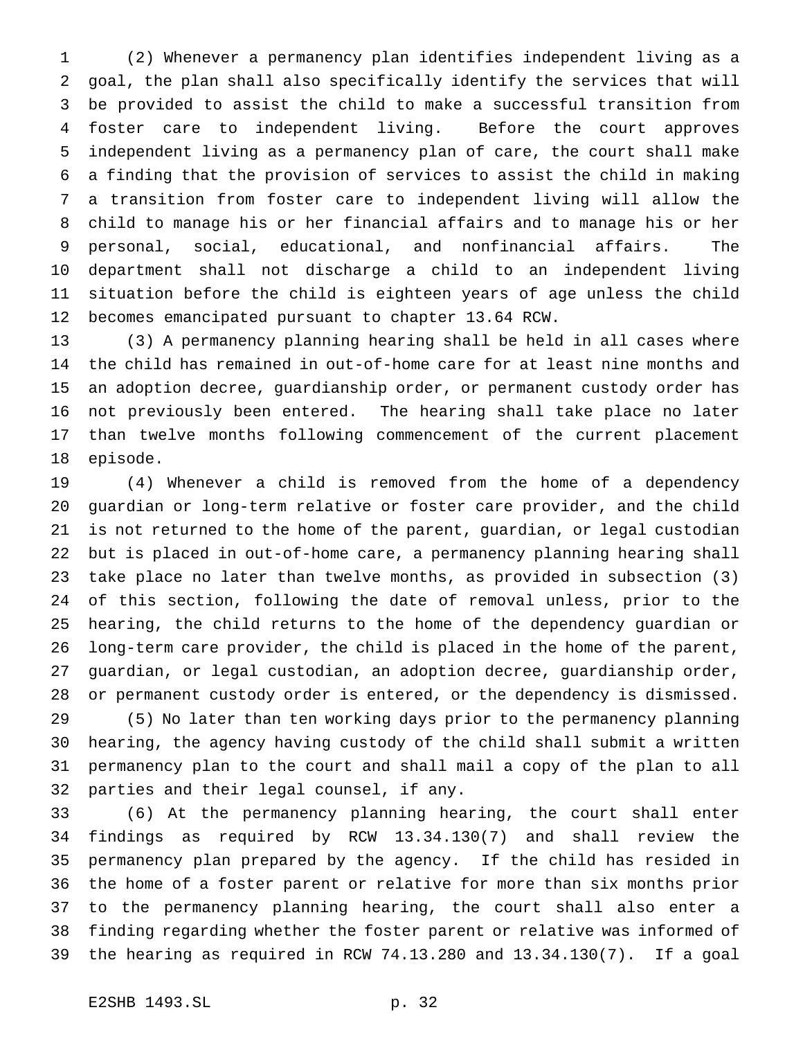(2) Whenever a permanency plan identifies independent living as a goal, the plan shall also specifically identify the services that will be provided to assist the child to make a successful transition from foster care to independent living. Before the court approves independent living as a permanency plan of care, the court shall make a finding that the provision of services to assist the child in making a transition from foster care to independent living will allow the child to manage his or her financial affairs and to manage his or her personal, social, educational, and nonfinancial affairs. The department shall not discharge a child to an independent living situation before the child is eighteen years of age unless the child becomes emancipated pursuant to chapter 13.64 RCW.

(3) A permanency planning hearing shall be held in all cases where the child has remained in out-of-home care for at least nine months and an adoption decree, guardianship order, or permanent custody order has not previously been entered. The hearing shall take place no later than twelve months following commencement of the current placement episode.

(4) Whenever a child is removed from the home of a dependency guardian or long-term relative or foster care provider, and the child is not returned to the home of the parent, guardian, or legal custodian but is placed in out-of-home care, a permanency planning hearing shall take place no later than twelve months, as provided in subsection (3) of this section, following the date of removal unless, prior to the hearing, the child returns to the home of the dependency guardian or long-term care provider, the child is placed in the home of the parent, guardian, or legal custodian, an adoption decree, guardianship order, or permanent custody order is entered, or the dependency is dismissed.

(5) No later than ten working days prior to the permanency planning hearing, the agency having custody of the child shall submit a written permanency plan to the court and shall mail a copy of the plan to all parties and their legal counsel, if any.

(6) At the permanency planning hearing, the court shall enter findings as required by RCW 13.34.130(7) and shall review the permanency plan prepared by the agency. If the child has resided in the home of a foster parent or relative for more than six months prior to the permanency planning hearing, the court shall also enter a finding regarding whether the foster parent or relative was informed of the hearing as required in RCW 74.13.280 and 13.34.130(7). If a goal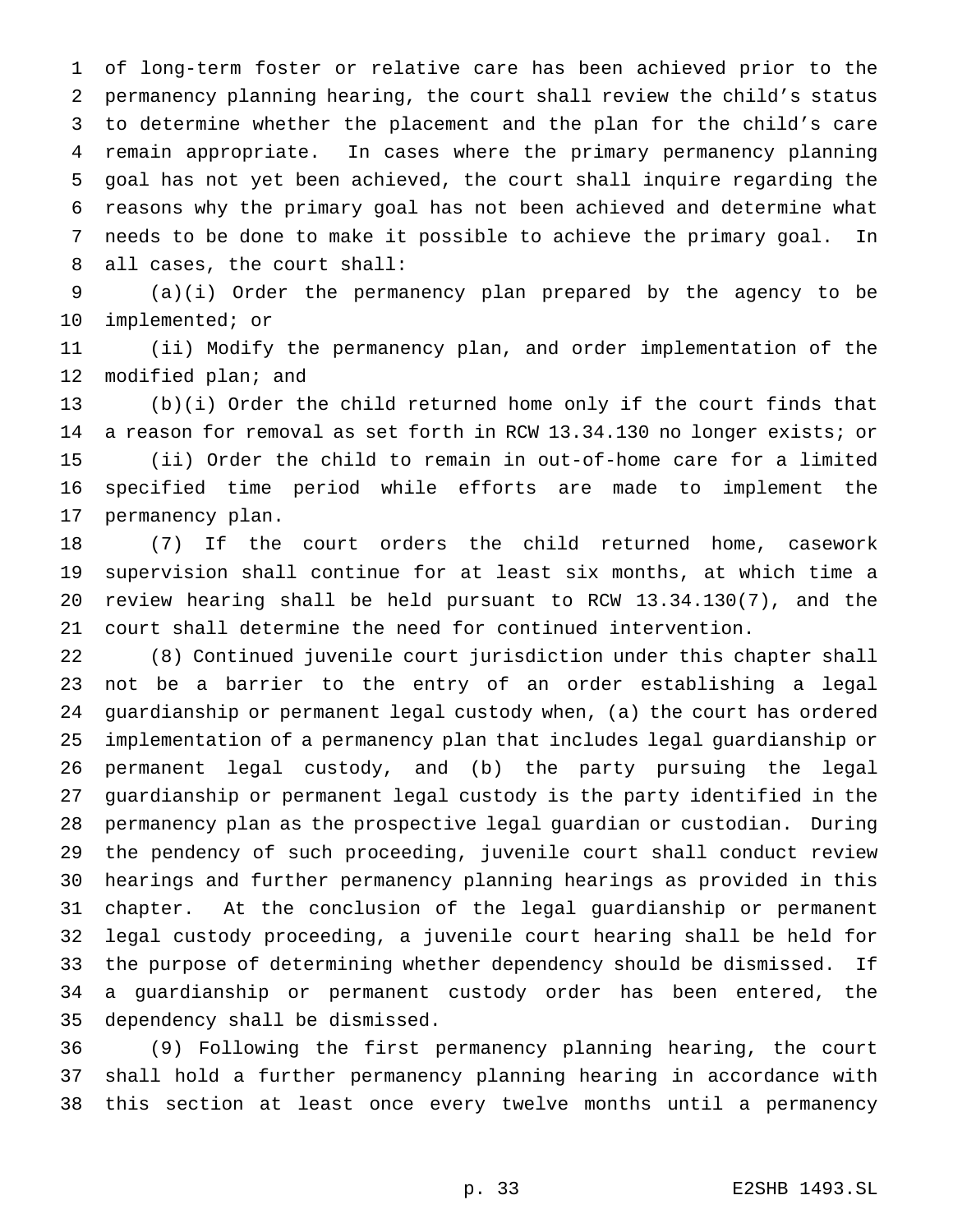of long-term foster or relative care has been achieved prior to the permanency planning hearing, the court shall review the child's status to determine whether the placement and the plan for the child's care remain appropriate. In cases where the primary permanency planning goal has not yet been achieved, the court shall inquire regarding the reasons why the primary goal has not been achieved and determine what needs to be done to make it possible to achieve the primary goal. In all cases, the court shall:

(a)(i) Order the permanency plan prepared by the agency to be implemented; or

(ii) Modify the permanency plan, and order implementation of the modified plan; and

(b)(i) Order the child returned home only if the court finds that a reason for removal as set forth in RCW 13.34.130 no longer exists; or

(ii) Order the child to remain in out-of-home care for a limited specified time period while efforts are made to implement the permanency plan.

(7) If the court orders the child returned home, casework supervision shall continue for at least six months, at which time a review hearing shall be held pursuant to RCW 13.34.130(7), and the court shall determine the need for continued intervention.

(8) Continued juvenile court jurisdiction under this chapter shall not be a barrier to the entry of an order establishing a legal guardianship or permanent legal custody when, (a) the court has ordered implementation of a permanency plan that includes legal guardianship or permanent legal custody, and (b) the party pursuing the legal guardianship or permanent legal custody is the party identified in the permanency plan as the prospective legal guardian or custodian. During the pendency of such proceeding, juvenile court shall conduct review hearings and further permanency planning hearings as provided in this chapter. At the conclusion of the legal guardianship or permanent legal custody proceeding, a juvenile court hearing shall be held for the purpose of determining whether dependency should be dismissed. If a guardianship or permanent custody order has been entered, the dependency shall be dismissed.

(9) Following the first permanency planning hearing, the court shall hold a further permanency planning hearing in accordance with this section at least once every twelve months until a permanency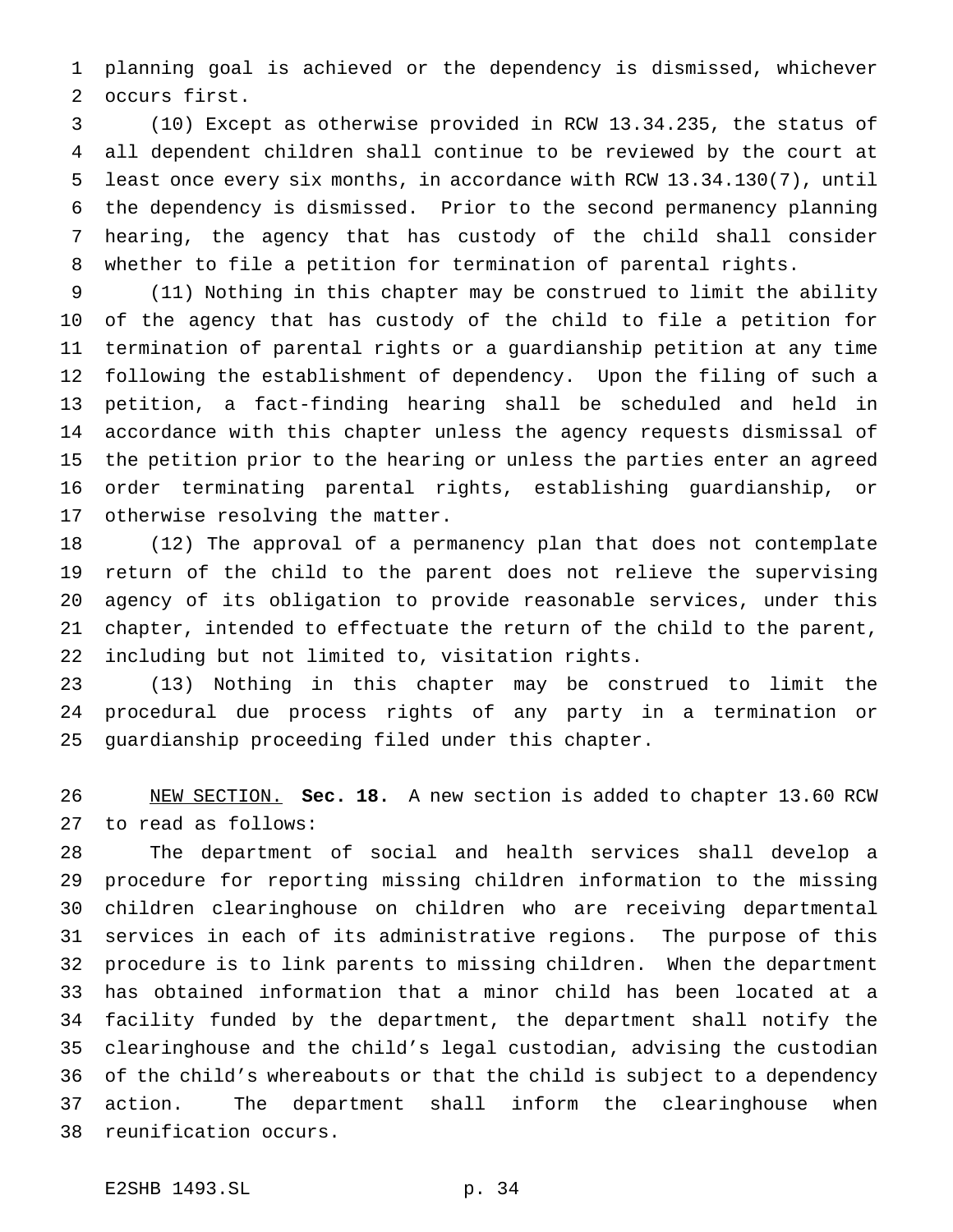planning goal is achieved or the dependency is dismissed, whichever occurs first.

(10) Except as otherwise provided in RCW 13.34.235, the status of all dependent children shall continue to be reviewed by the court at least once every six months, in accordance with RCW 13.34.130(7), until the dependency is dismissed. Prior to the second permanency planning hearing, the agency that has custody of the child shall consider whether to file a petition for termination of parental rights.

(11) Nothing in this chapter may be construed to limit the ability of the agency that has custody of the child to file a petition for termination of parental rights or a guardianship petition at any time following the establishment of dependency. Upon the filing of such a petition, a fact-finding hearing shall be scheduled and held in accordance with this chapter unless the agency requests dismissal of the petition prior to the hearing or unless the parties enter an agreed order terminating parental rights, establishing guardianship, or otherwise resolving the matter.

(12) The approval of a permanency plan that does not contemplate return of the child to the parent does not relieve the supervising agency of its obligation to provide reasonable services, under this chapter, intended to effectuate the return of the child to the parent, including but not limited to, visitation rights.

(13) Nothing in this chapter may be construed to limit the procedural due process rights of any party in a termination or guardianship proceeding filed under this chapter.

NEW SECTION. **Sec. 18.** A new section is added to chapter 13.60 RCW to read as follows:

The department of social and health services shall develop a procedure for reporting missing children information to the missing children clearinghouse on children who are receiving departmental services in each of its administrative regions. The purpose of this procedure is to link parents to missing children. When the department has obtained information that a minor child has been located at a facility funded by the department, the department shall notify the clearinghouse and the child's legal custodian, advising the custodian of the child's whereabouts or that the child is subject to a dependency action. The department shall inform the clearinghouse when reunification occurs.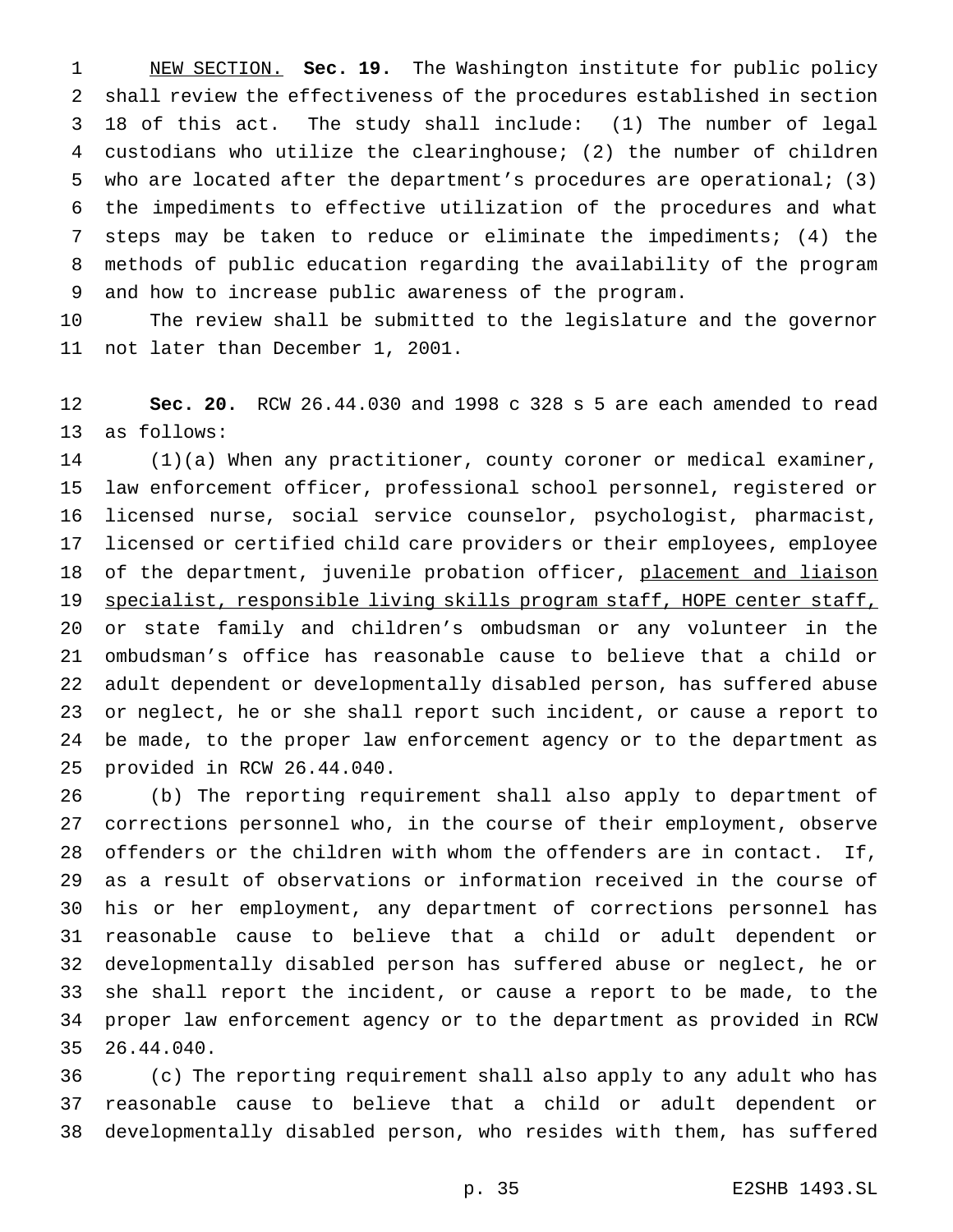NEW SECTION. **Sec. 19.** The Washington institute for public policy shall review the effectiveness of the procedures established in section 18 of this act. The study shall include: (1) The number of legal custodians who utilize the clearinghouse; (2) the number of children who are located after the department's procedures are operational; (3) the impediments to effective utilization of the procedures and what steps may be taken to reduce or eliminate the impediments; (4) the methods of public education regarding the availability of the program and how to increase public awareness of the program.

The review shall be submitted to the legislature and the governor not later than December 1, 2001.

**Sec. 20.** RCW 26.44.030 and 1998 c 328 s 5 are each amended to read as follows:

(1)(a) When any practitioner, county coroner or medical examiner, law enforcement officer, professional school personnel, registered or licensed nurse, social service counselor, psychologist, pharmacist, licensed or certified child care providers or their employees, employee of the department, juvenile probation officer, placement and liaison specialist, responsible living skills program staff, HOPE center staff, or state family and children's ombudsman or any volunteer in the ombudsman's office has reasonable cause to believe that a child or adult dependent or developmentally disabled person, has suffered abuse or neglect, he or she shall report such incident, or cause a report to be made, to the proper law enforcement agency or to the department as provided in RCW 26.44.040.

(b) The reporting requirement shall also apply to department of corrections personnel who, in the course of their employment, observe offenders or the children with whom the offenders are in contact. If, as a result of observations or information received in the course of his or her employment, any department of corrections personnel has reasonable cause to believe that a child or adult dependent or developmentally disabled person has suffered abuse or neglect, he or she shall report the incident, or cause a report to be made, to the proper law enforcement agency or to the department as provided in RCW 26.44.040.

(c) The reporting requirement shall also apply to any adult who has reasonable cause to believe that a child or adult dependent or developmentally disabled person, who resides with them, has suffered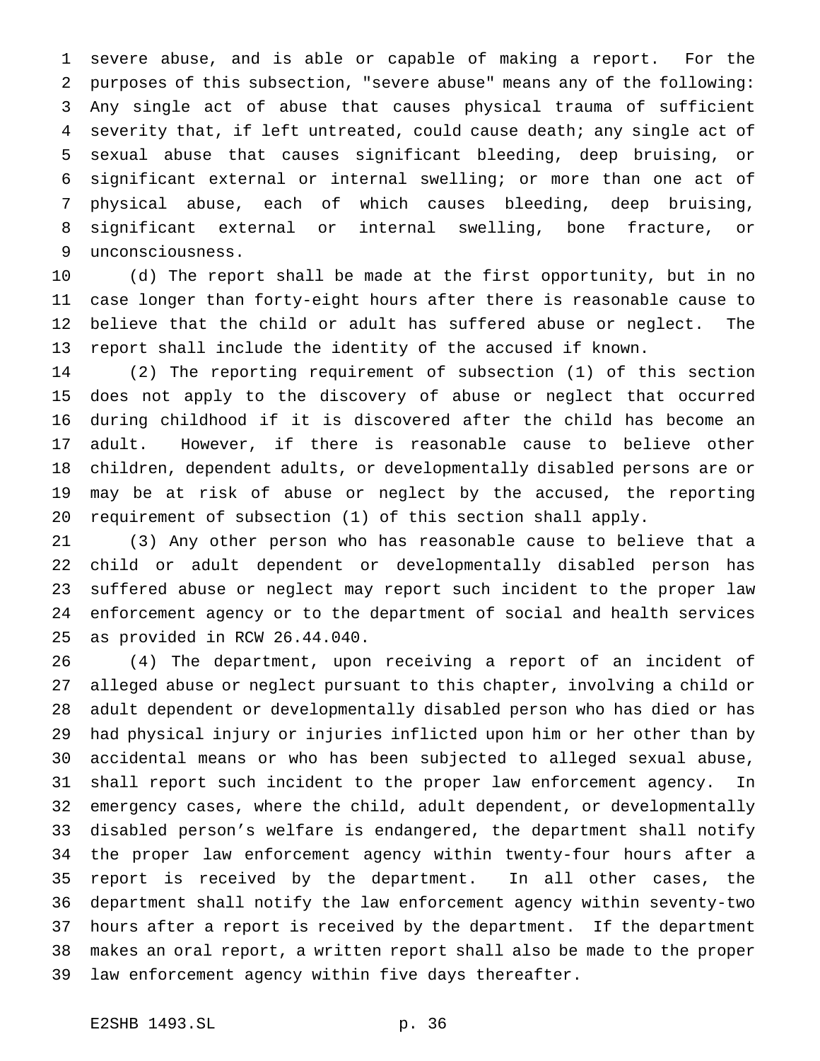severe abuse, and is able or capable of making a report. For the purposes of this subsection, "severe abuse" means any of the following: Any single act of abuse that causes physical trauma of sufficient severity that, if left untreated, could cause death; any single act of sexual abuse that causes significant bleeding, deep bruising, or significant external or internal swelling; or more than one act of physical abuse, each of which causes bleeding, deep bruising, significant external or internal swelling, bone fracture, or unconsciousness.

(d) The report shall be made at the first opportunity, but in no case longer than forty-eight hours after there is reasonable cause to believe that the child or adult has suffered abuse or neglect. The report shall include the identity of the accused if known.

(2) The reporting requirement of subsection (1) of this section does not apply to the discovery of abuse or neglect that occurred during childhood if it is discovered after the child has become an adult. However, if there is reasonable cause to believe other children, dependent adults, or developmentally disabled persons are or may be at risk of abuse or neglect by the accused, the reporting requirement of subsection (1) of this section shall apply.

(3) Any other person who has reasonable cause to believe that a child or adult dependent or developmentally disabled person has suffered abuse or neglect may report such incident to the proper law enforcement agency or to the department of social and health services as provided in RCW 26.44.040.

(4) The department, upon receiving a report of an incident of alleged abuse or neglect pursuant to this chapter, involving a child or adult dependent or developmentally disabled person who has died or has had physical injury or injuries inflicted upon him or her other than by accidental means or who has been subjected to alleged sexual abuse, shall report such incident to the proper law enforcement agency. In emergency cases, where the child, adult dependent, or developmentally disabled person's welfare is endangered, the department shall notify the proper law enforcement agency within twenty-four hours after a report is received by the department. In all other cases, the department shall notify the law enforcement agency within seventy-two hours after a report is received by the department. If the department makes an oral report, a written report shall also be made to the proper law enforcement agency within five days thereafter.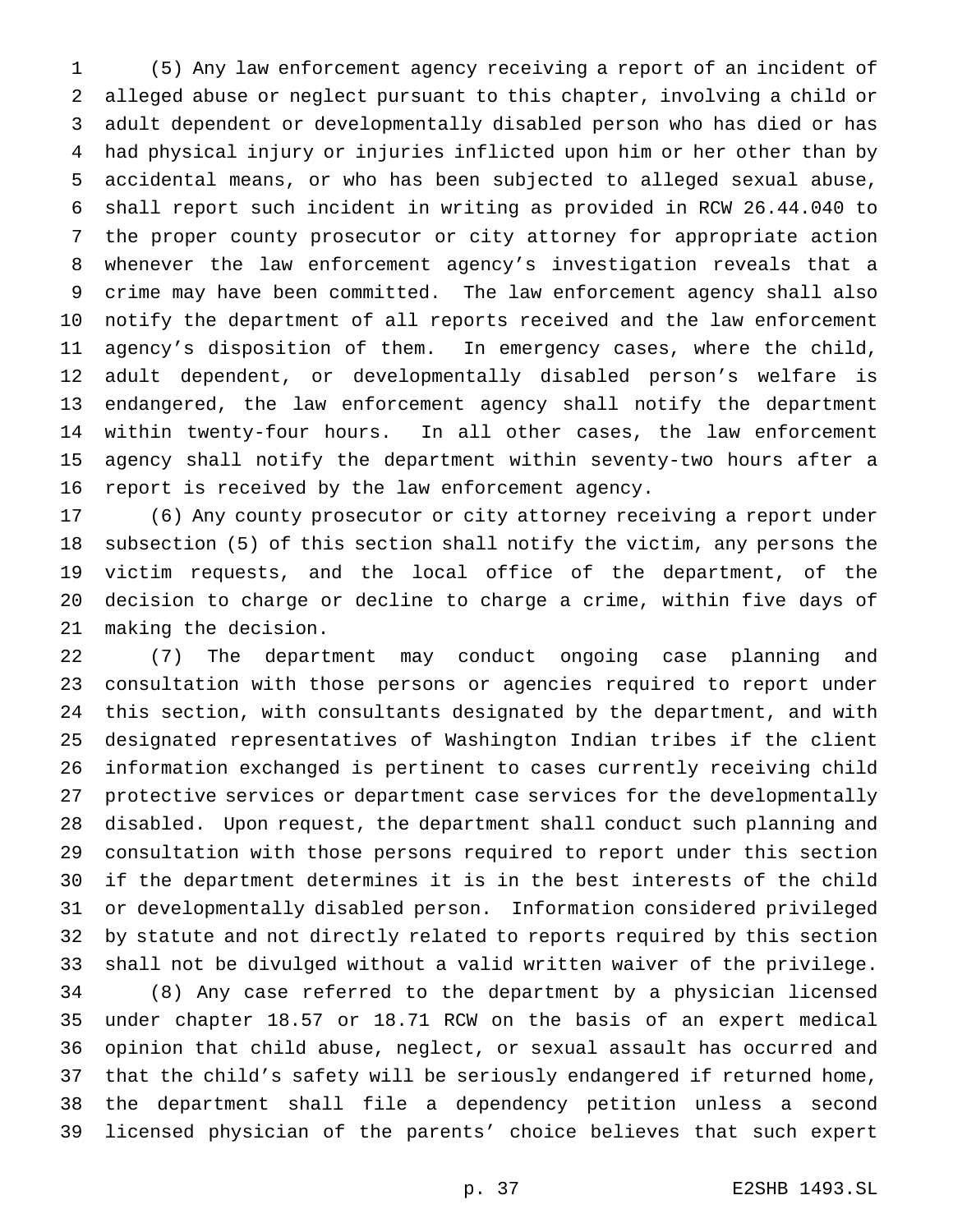(5) Any law enforcement agency receiving a report of an incident of alleged abuse or neglect pursuant to this chapter, involving a child or adult dependent or developmentally disabled person who has died or has had physical injury or injuries inflicted upon him or her other than by accidental means, or who has been subjected to alleged sexual abuse, shall report such incident in writing as provided in RCW 26.44.040 to the proper county prosecutor or city attorney for appropriate action whenever the law enforcement agency's investigation reveals that a crime may have been committed. The law enforcement agency shall also notify the department of all reports received and the law enforcement agency's disposition of them. In emergency cases, where the child, adult dependent, or developmentally disabled person's welfare is endangered, the law enforcement agency shall notify the department within twenty-four hours. In all other cases, the law enforcement agency shall notify the department within seventy-two hours after a report is received by the law enforcement agency.

(6) Any county prosecutor or city attorney receiving a report under subsection (5) of this section shall notify the victim, any persons the victim requests, and the local office of the department, of the decision to charge or decline to charge a crime, within five days of making the decision.

(7) The department may conduct ongoing case planning and consultation with those persons or agencies required to report under this section, with consultants designated by the department, and with designated representatives of Washington Indian tribes if the client information exchanged is pertinent to cases currently receiving child protective services or department case services for the developmentally disabled. Upon request, the department shall conduct such planning and consultation with those persons required to report under this section if the department determines it is in the best interests of the child or developmentally disabled person. Information considered privileged by statute and not directly related to reports required by this section shall not be divulged without a valid written waiver of the privilege.

(8) Any case referred to the department by a physician licensed under chapter 18.57 or 18.71 RCW on the basis of an expert medical opinion that child abuse, neglect, or sexual assault has occurred and that the child's safety will be seriously endangered if returned home, the department shall file a dependency petition unless a second licensed physician of the parents' choice believes that such expert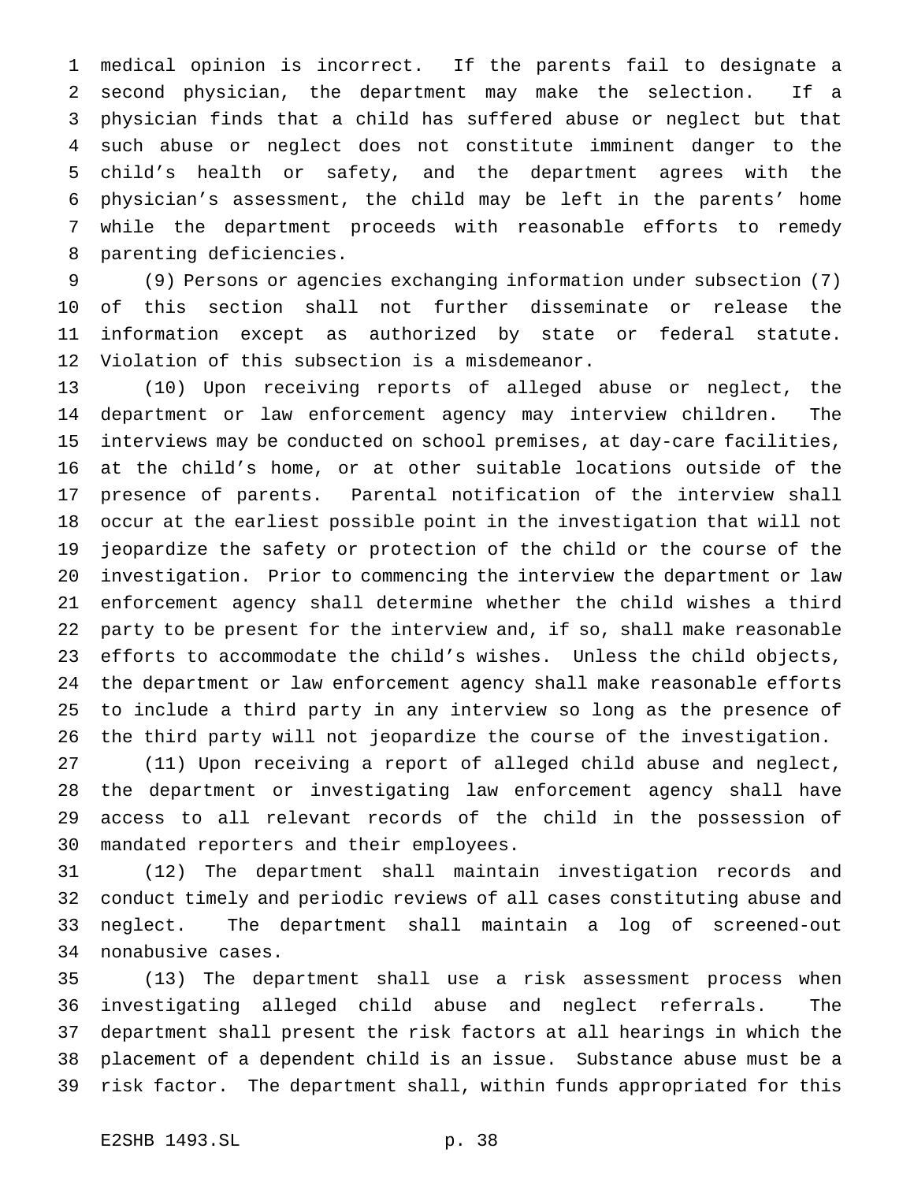medical opinion is incorrect. If the parents fail to designate a second physician, the department may make the selection. If a physician finds that a child has suffered abuse or neglect but that such abuse or neglect does not constitute imminent danger to the child's health or safety, and the department agrees with the physician's assessment, the child may be left in the parents' home while the department proceeds with reasonable efforts to remedy parenting deficiencies.

(9) Persons or agencies exchanging information under subsection (7) of this section shall not further disseminate or release the information except as authorized by state or federal statute. Violation of this subsection is a misdemeanor.

(10) Upon receiving reports of alleged abuse or neglect, the department or law enforcement agency may interview children. The interviews may be conducted on school premises, at day-care facilities, at the child's home, or at other suitable locations outside of the presence of parents. Parental notification of the interview shall occur at the earliest possible point in the investigation that will not jeopardize the safety or protection of the child or the course of the investigation. Prior to commencing the interview the department or law enforcement agency shall determine whether the child wishes a third party to be present for the interview and, if so, shall make reasonable efforts to accommodate the child's wishes. Unless the child objects, the department or law enforcement agency shall make reasonable efforts to include a third party in any interview so long as the presence of the third party will not jeopardize the course of the investigation.

(11) Upon receiving a report of alleged child abuse and neglect, the department or investigating law enforcement agency shall have access to all relevant records of the child in the possession of mandated reporters and their employees.

(12) The department shall maintain investigation records and conduct timely and periodic reviews of all cases constituting abuse and neglect. The department shall maintain a log of screened-out nonabusive cases.

(13) The department shall use a risk assessment process when investigating alleged child abuse and neglect referrals. The department shall present the risk factors at all hearings in which the placement of a dependent child is an issue. Substance abuse must be a risk factor. The department shall, within funds appropriated for this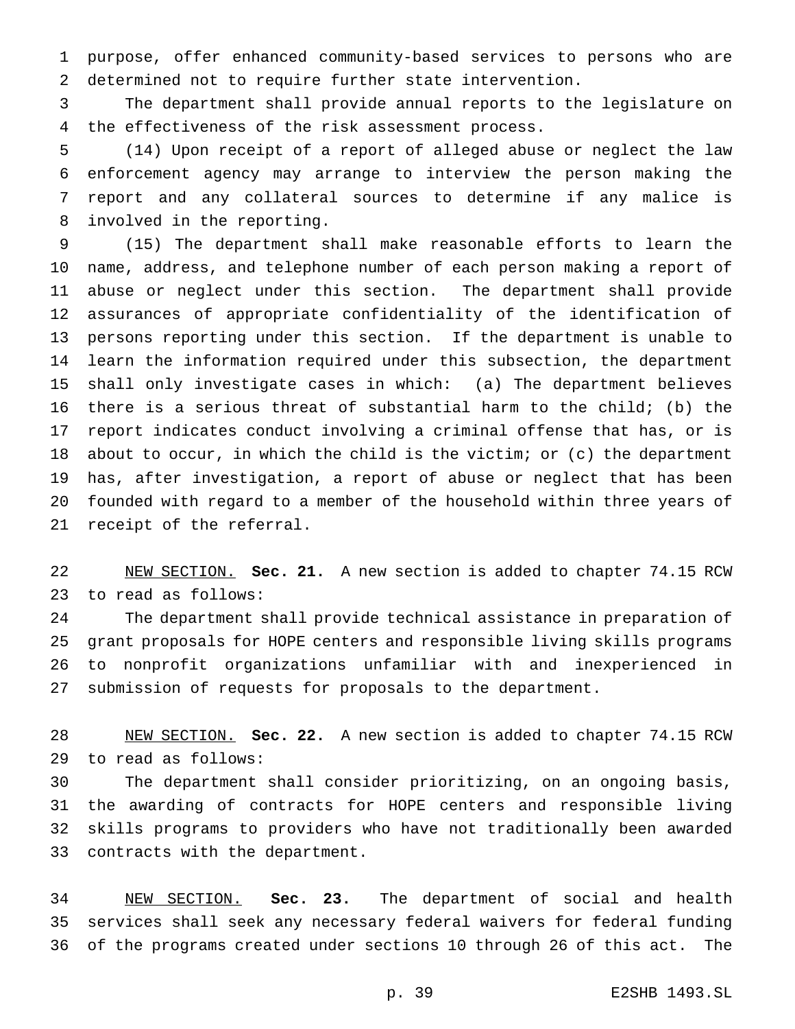purpose, offer enhanced community-based services to persons who are determined not to require further state intervention.

The department shall provide annual reports to the legislature on the effectiveness of the risk assessment process.

(14) Upon receipt of a report of alleged abuse or neglect the law enforcement agency may arrange to interview the person making the report and any collateral sources to determine if any malice is involved in the reporting.

(15) The department shall make reasonable efforts to learn the name, address, and telephone number of each person making a report of abuse or neglect under this section. The department shall provide assurances of appropriate confidentiality of the identification of persons reporting under this section. If the department is unable to learn the information required under this subsection, the department shall only investigate cases in which: (a) The department believes there is a serious threat of substantial harm to the child; (b) the report indicates conduct involving a criminal offense that has, or is about to occur, in which the child is the victim; or (c) the department has, after investigation, a report of abuse or neglect that has been founded with regard to a member of the household within three years of receipt of the referral.

NEW SECTION. **Sec. 21.** A new section is added to chapter 74.15 RCW to read as follows:

The department shall provide technical assistance in preparation of grant proposals for HOPE centers and responsible living skills programs to nonprofit organizations unfamiliar with and inexperienced in submission of requests for proposals to the department.

NEW SECTION. **Sec. 22.** A new section is added to chapter 74.15 RCW to read as follows:

The department shall consider prioritizing, on an ongoing basis, the awarding of contracts for HOPE centers and responsible living skills programs to providers who have not traditionally been awarded contracts with the department.

NEW SECTION. **Sec. 23.** The department of social and health services shall seek any necessary federal waivers for federal funding of the programs created under sections 10 through 26 of this act. The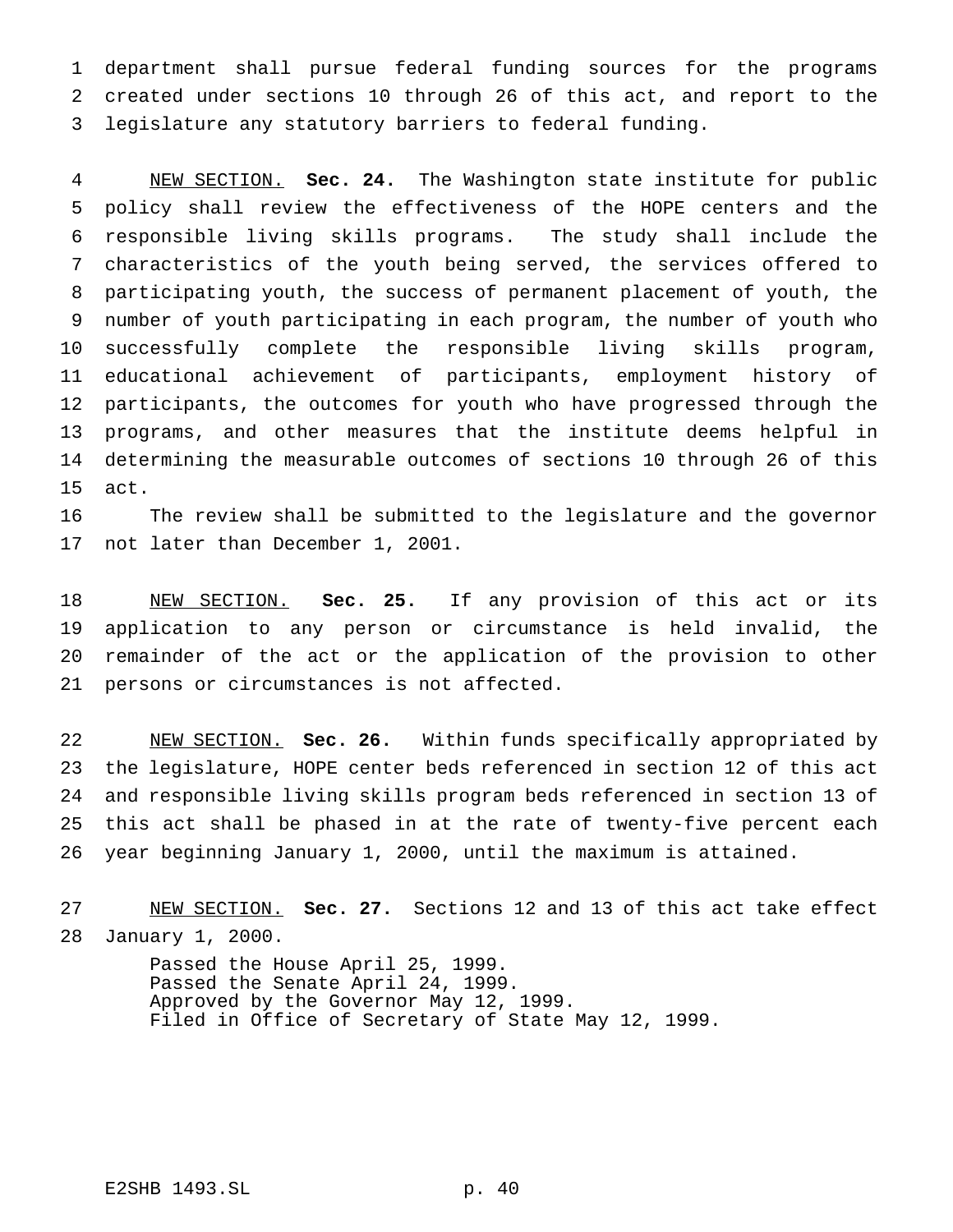department shall pursue federal funding sources for the programs created under sections 10 through 26 of this act, and report to the legislature any statutory barriers to federal funding.

NEW SECTION. **Sec. 24.** The Washington state institute for public policy shall review the effectiveness of the HOPE centers and the responsible living skills programs. The study shall include the characteristics of the youth being served, the services offered to participating youth, the success of permanent placement of youth, the number of youth participating in each program, the number of youth who successfully complete the responsible living skills program, educational achievement of participants, employment history of participants, the outcomes for youth who have progressed through the programs, and other measures that the institute deems helpful in determining the measurable outcomes of sections 10 through 26 of this act.

The review shall be submitted to the legislature and the governor not later than December 1, 2001.

NEW SECTION. **Sec. 25.** If any provision of this act or its application to any person or circumstance is held invalid, the remainder of the act or the application of the provision to other persons or circumstances is not affected.

NEW SECTION. **Sec. 26.** Within funds specifically appropriated by the legislature, HOPE center beds referenced in section 12 of this act and responsible living skills program beds referenced in section 13 of this act shall be phased in at the rate of twenty-five percent each year beginning January 1, 2000, until the maximum is attained.

NEW SECTION. **Sec. 27.** Sections 12 and 13 of this act take effect January 1, 2000.

Passed the House April 25, 1999.
Passed the Senate April 24, 1999.
Approved by the Governor May 12, 1999.
Filed in Office of Secretary of State May 12, 1999.